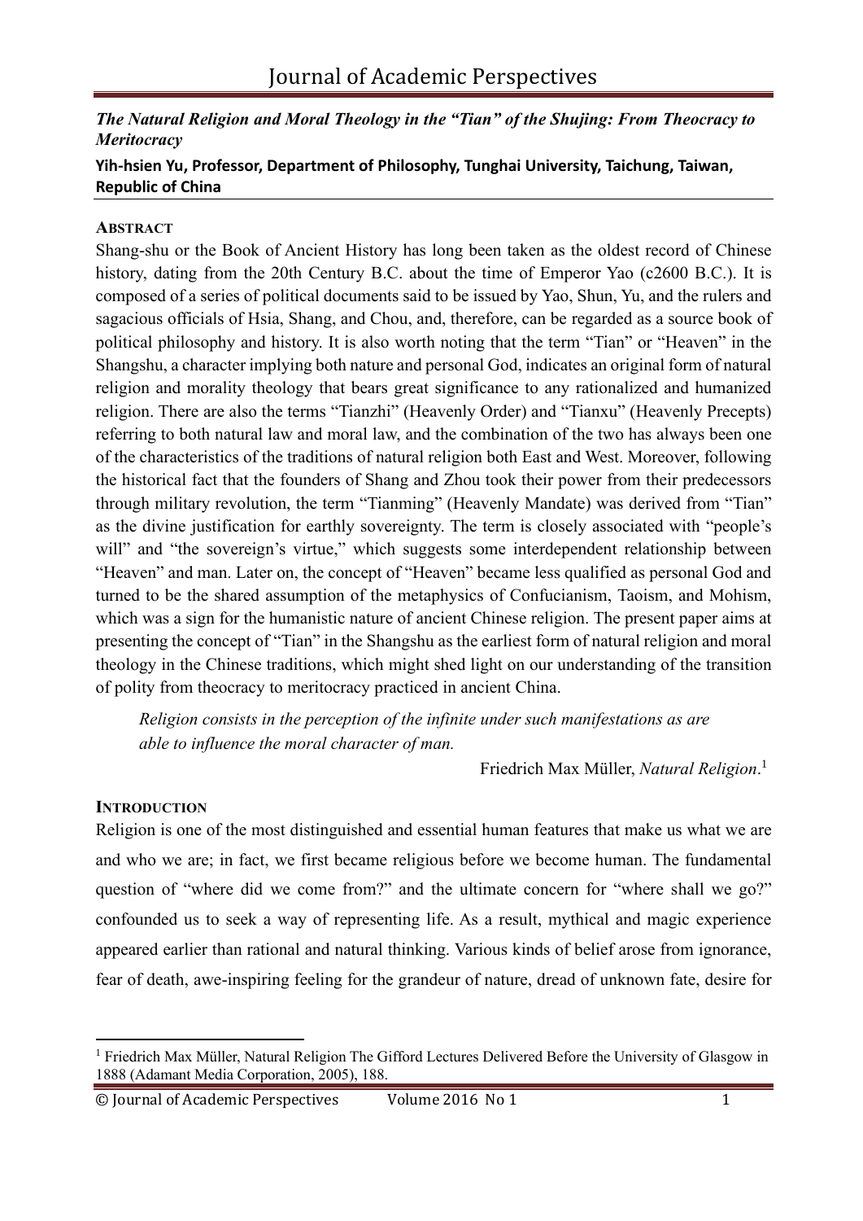# The Natural Religion and Moral Theology in the "Tian" of the Shujing: From Theocracy to Meritocracy

**Yih-hsien Yu, Professor, Department of Philosophy, Tunghai University, Taichung, Taiwan, Republic of China**

## ABSTRACT

Shang-shu or the Book of Ancient History has long been taken as the oldest record of Chinese history, dating from the 20th Century B.C. about the time of Emperor Yao (c2600 B.C.). It is composed of a series of political documents said to be issued by Yao, Shun, Yu, and the rulers and sagacious officials of Hsia, Shang, and Chou, and, therefore, can be regarded as a source book of political philosophy and history. It is also worth noting that the term "Tian" or "Heaven" in the Shangshu, a character implying both nature and personal God, indicates an original form of natural religion and morality theology that bears great significance to any rationalized and humanized religion. There are also the terms "Tianzhi" (Heavenly Order) and "Tianxu" (Heavenly Precepts) referring to both natural law and moral law, and the combination of the two has always been one of the characteristics of the traditions of natural religion both East and West. Moreover, following the historical fact that the founders of Shang and Zhou took their power from their predecessors through military revolution, the term "Tianming" (Heavenly Mandate) was derived from "Tian" as the divine justification for earthly sovereignty. The term is closely associated with "people's will" and "the sovereign's virtue," which suggests some interdependent relationship between "Heaven" and man. Later on, the concept of "Heaven" became less qualified as personal God and turned to be the shared assumption of the metaphysics of Confucianism, Taoism, and Mohism, which was a sign for the humanistic nature of ancient Chinese religion. The present paper aims at presenting the concept of "Tian" in the Shangshu as the earliest form of natural religion and moral theology in the Chinese traditions, which might shed light on our understanding of the transition of polity from theocracy to meritocracy practiced in ancient China.

> *Religion consists in the perception of the infinite under such manifestations as are able to influence the moral character of man.*
>
> Friedrich Max Müller, *Natural Religion*.[1]

## INTRODUCTION

Religion is one of the most distinguished and essential human features that make us what we are and who we are; in fact, we first became religious before we become human. The fundamental question of "where did we come from?" and the ultimate concern for "where shall we go?" confounded us to seek a way of representing life. As a result, mythical and magic experience appeared earlier than rational and natural thinking. Various kinds of belief arose from ignorance, fear of death, awe-inspiring feeling for the grandeur of nature, dread of unknown fate, desire for

---

[1] Friedrich Max Müller, Natural Religion The Gifford Lectures Delivered Before the University of Glasgow in 1888 (Adamant Media Corporation, 2005), 188.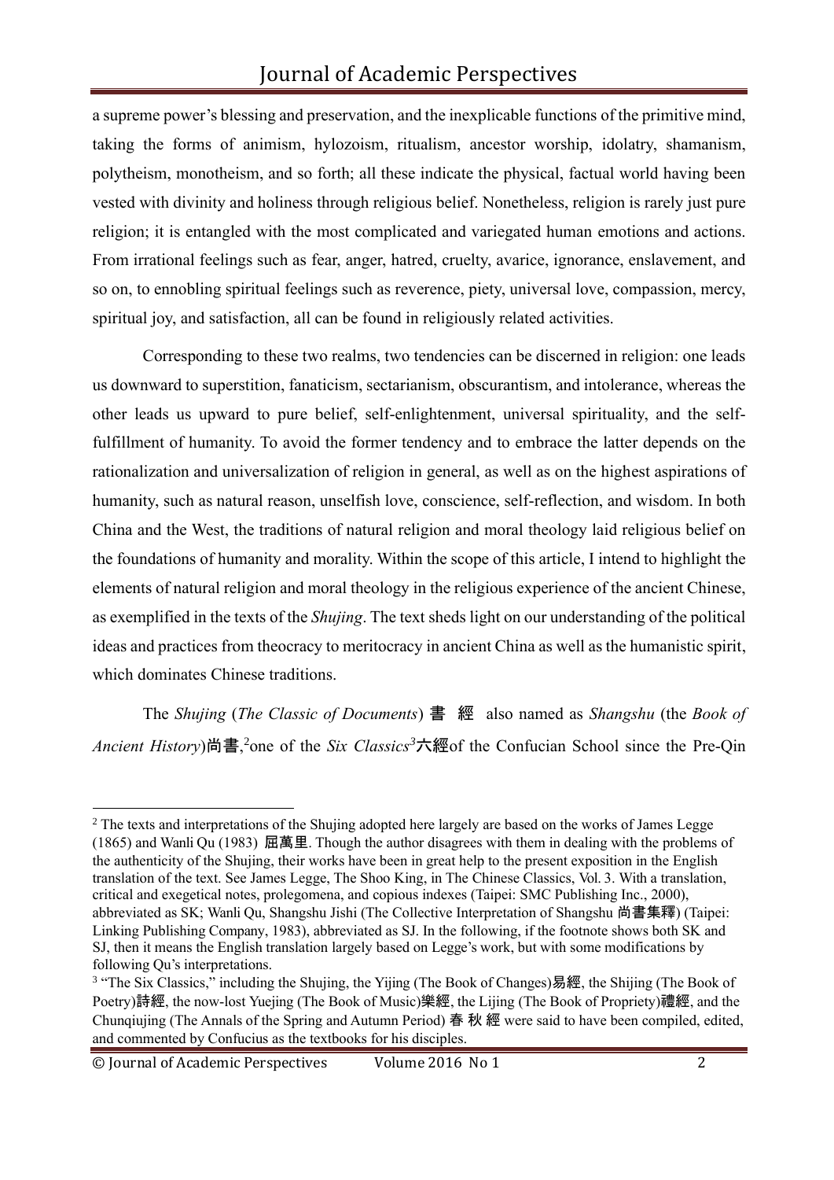a supreme power's blessing and preservation, and the inexplicable functions of the primitive mind, taking the forms of animism, hylozoism, ritualism, ancestor worship, idolatry, shamanism, polytheism, monotheism, and so forth; all these indicate the physical, factual world having been vested with divinity and holiness through religious belief. Nonetheless, religion is rarely just pure religion; it is entangled with the most complicated and variegated human emotions and actions. From irrational feelings such as fear, anger, hatred, cruelty, avarice, ignorance, enslavement, and so on, to ennobling spiritual feelings such as reverence, piety, universal love, compassion, mercy, spiritual joy, and satisfaction, all can be found in religiously related activities.

Corresponding to these two realms, two tendencies can be discerned in religion: one leads us downward to superstition, fanaticism, sectarianism, obscurantism, and intolerance, whereas the other leads us upward to pure belief, self-enlightenment, universal spirituality, and the self-fulfillment of humanity. To avoid the former tendency and to embrace the latter depends on the rationalization and universalization of religion in general, as well as on the highest aspirations of humanity, such as natural reason, unselfish love, conscience, self-reflection, and wisdom. In both China and the West, the traditions of natural religion and moral theology laid religious belief on the foundations of humanity and morality. Within the scope of this article, I intend to highlight the elements of natural religion and moral theology in the religious experience of the ancient Chinese, as exemplified in the texts of the *Shujing*. The text sheds light on our understanding of the political ideas and practices from theocracy to meritocracy in ancient China as well as the humanistic spirit, which dominates Chinese traditions.

The *Shujing* (*The Classic of Documents*) 書 經 also named as *Shangshu* (the *Book of Ancient History*)尚書,[2]one of the *Six Classics*[3]六經of the Confucian School since the Pre-Qin

---

[2] The texts and interpretations of the Shujing adopted here largely are based on the works of James Legge (1865) and Wanli Qu (1983) 屈萬里. Though the author disagrees with them in dealing with the problems of the authenticity of the Shujing, their works have been in great help to the present exposition in the English translation of the text. See James Legge, The Shoo King, in The Chinese Classics, Vol. 3. With a translation, critical and exegetical notes, prolegomena, and copious indexes (Taipei: SMC Publishing Inc., 2000), abbreviated as SK; Wanli Qu, Shangshu Jishi (The Collective Interpretation of Shangshu 尚書集釋) (Taipei: Linking Publishing Company, 1983), abbreviated as SJ. In the following, if the footnote shows both SK and SJ, then it means the English translation largely based on Legge's work, but with some modifications by following Qu's interpretations.

[3] "The Six Classics," including the Shujing, the Yijing (The Book of Changes)易經, the Shijing (The Book of Poetry)詩經, the now-lost Yuejing (The Book of Music)樂經, the Lijing (The Book of Propriety)禮經, and the Chunqiujing (The Annals of the Spring and Autumn Period) 春 秋 經 were said to have been compiled, edited, and commented by Confucius as the textbooks for his disciples.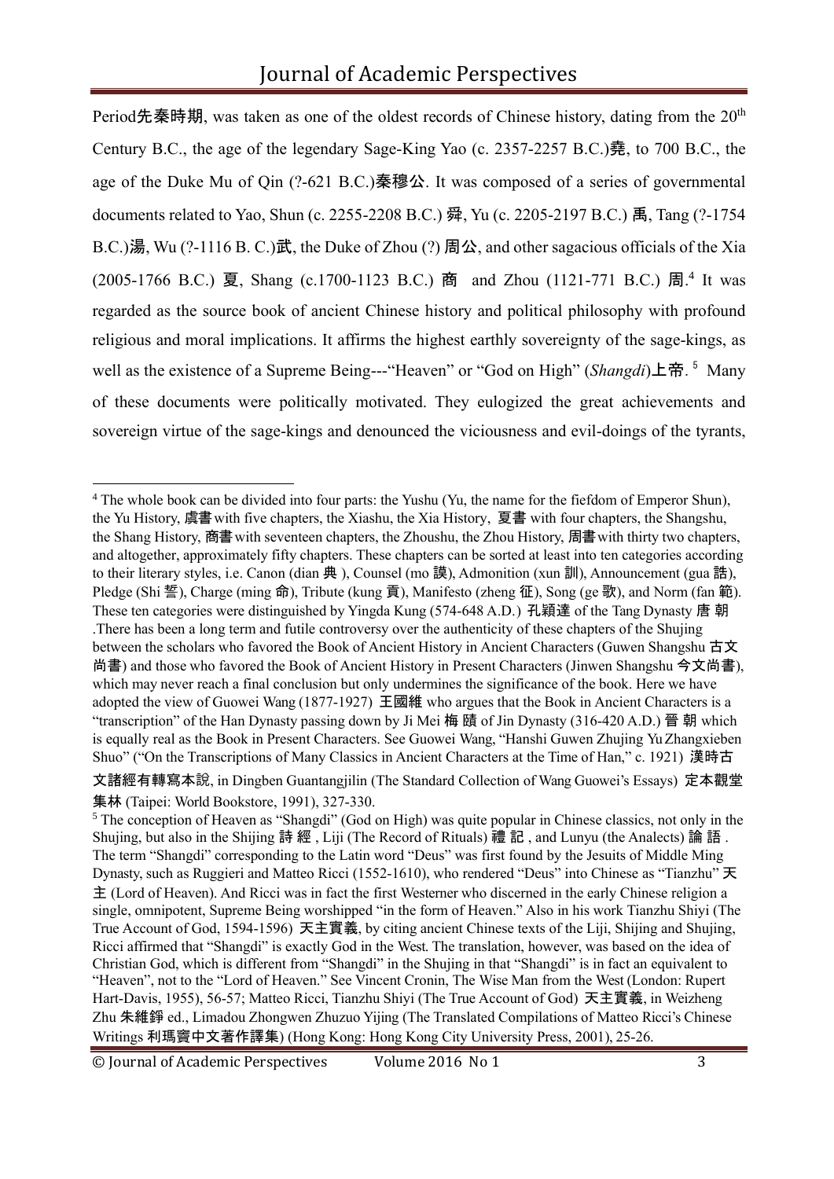Period先秦時期, was taken as one of the oldest records of Chinese history, dating from the 20th Century B.C., the age of the legendary Sage-King Yao (c. 2357-2257 B.C.)堯, to 700 B.C., the age of the Duke Mu of Qin (?-621 B.C.)秦穆公. It was composed of a series of governmental documents related to Yao, Shun (c. 2255-2208 B.C.) 舜, Yu (c. 2205-2197 B.C.) 禹, Tang (?-1754 B.C.)湯, Wu (?-1116 B. C.)武, the Duke of Zhou (?) 周公, and other sagacious officials of the Xia (2005-1766 B.C.) 夏, Shang (c.1700-1123 B.C.) 商 and Zhou (1121-771 B.C.) 周.[4] It was regarded as the source book of ancient Chinese history and political philosophy with profound religious and moral implications. It affirms the highest earthly sovereignty of the sage-kings, as well as the existence of a Supreme Being---"Heaven" or "God on High" (*Shangdi*)上帝.[5] Many of these documents were politically motivated. They eulogized the great achievements and sovereign virtue of the sage-kings and denounced the viciousness and evil-doings of the tyrants,

---

[4] The whole book can be divided into four parts: the Yushu (Yu, the name for the fiefdom of Emperor Shun), the Yu History, 虞書 with five chapters, the Xiashu, the Xia History, 夏書 with four chapters, the Shangshu, the Shang History, 商書 with seventeen chapters, the Zhoushu, the Zhou History, 周書 with thirty two chapters, and altogether, approximately fifty chapters. These chapters can be sorted at least into ten categories according to their literary styles, i.e. Canon (dian 典 ), Counsel (mo 謨), Admonition (xun 訓), Announcement (gua 誥), Pledge (Shi 誓), Charge (ming 命), Tribute (kung 貢), Manifesto (zheng 征), Song (ge 歌), and Norm (fan 範). These ten categories were distinguished by Yingda Kung (574-648 A.D.) 孔穎達 of the Tang Dynasty 唐 朝 .There has been a long term and futile controversy over the authenticity of these chapters of the Shujing between the scholars who favored the Book of Ancient History in Ancient Characters (Guwen Shangshu 古文尚書) and those who favored the Book of Ancient History in Present Characters (Jinwen Shangshu 今文尚書), which may never reach a final conclusion but only undermines the significance of the book. Here we have adopted the view of Guowei Wang (1877-1927) 王國維 who argues that the Book in Ancient Characters is a "transcription" of the Han Dynasty passing down by Ji Mei 梅 賾 of Jin Dynasty (316-420 A.D.) 晉 朝 which is equally real as the Book in Present Characters. See Guowei Wang, "Hanshi Guwen Zhujing Yu Zhangxieben Shuo" ("On the Transcriptions of Many Classics in Ancient Characters at the Time of Han," c. 1921) 漢時古文諸經有轉寫本說, in Dingben Guantangjilin (The Standard Collection of Wang Guowei's Essays) 定本觀堂集林 (Taipei: World Bookstore, 1991), 327-330.

[5] The conception of Heaven as "Shangdi" (God on High) was quite popular in Chinese classics, not only in the Shujing, but also in the Shijing 詩 經 , Liji (The Record of Rituals) 禮 記 , and Lunyu (the Analects) 論 語 . The term "Shangdi" corresponding to the Latin word "Deus" was first found by the Jesuits of Middle Ming Dynasty, such as Ruggieri and Matteo Ricci (1552-1610), who rendered "Deus" into Chinese as "Tianzhu" 天主 (Lord of Heaven). And Ricci was in fact the first Westerner who discerned in the early Chinese religion a single, omnipotent, Supreme Being worshipped "in the form of Heaven." Also in his work Tianzhu Shiyi (The True Account of God, 1594-1596) 天主實義, by citing ancient Chinese texts of the Liji, Shijing and Shujing, Ricci affirmed that "Shangdi" is exactly God in the West. The translation, however, was based on the idea of Christian God, which is different from "Shangdi" in the Shujing in that "Shangdi" is in fact an equivalent to "Heaven", not to the "Lord of Heaven." See Vincent Cronin, The Wise Man from the West (London: Rupert Hart-Davis, 1955), 56-57; Matteo Ricci, Tianzhu Shiyi (The True Account of God) 天主實義, in Weizheng Zhu 朱維錚 ed., Limadou Zhongwen Zhuzuo Yijing (The Translated Compilations of Matteo Ricci's Chinese Writings 利瑪竇中文著作譯集) (Hong Kong: Hong Kong City University Press, 2001), 25-26.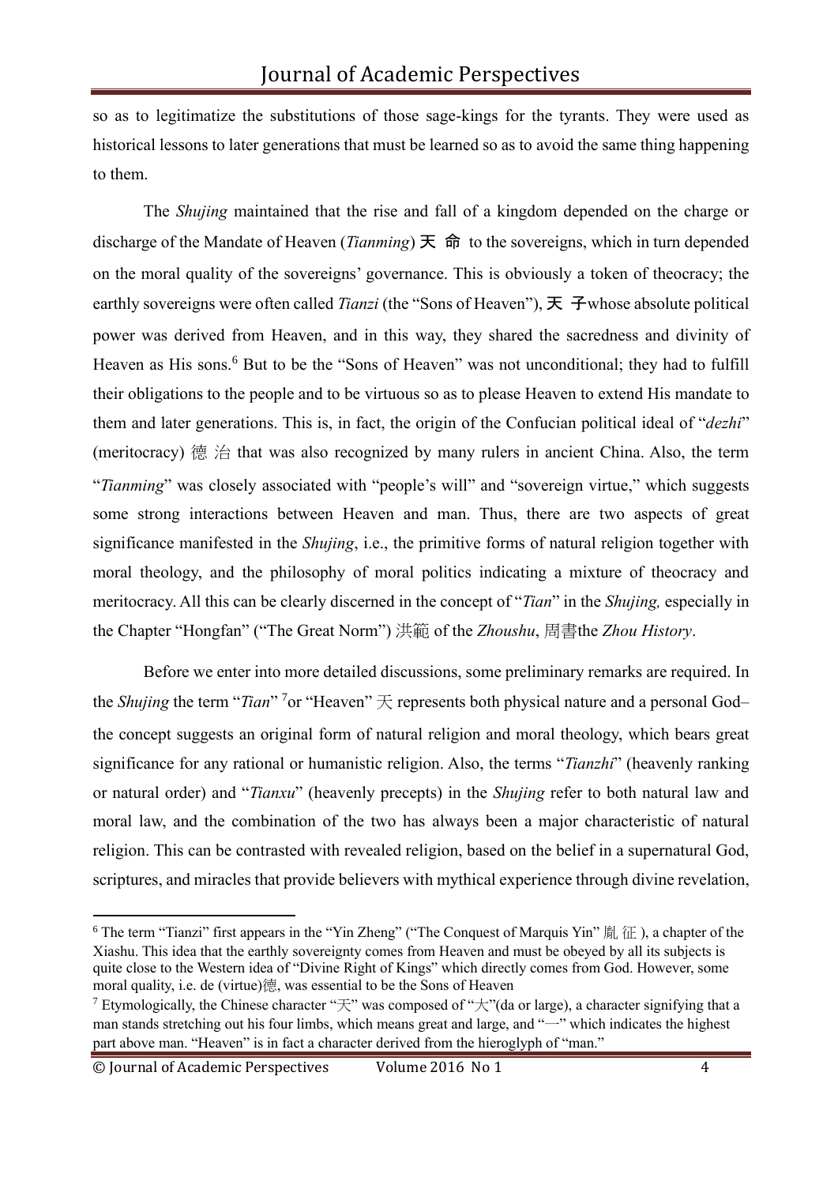so as to legitimatize the substitutions of those sage-kings for the tyrants. They were used as historical lessons to later generations that must be learned so as to avoid the same thing happening to them.

The *Shujing* maintained that the rise and fall of a kingdom depended on the charge or discharge of the Mandate of Heaven (*Tianming*) 天 命 to the sovereigns, which in turn depended on the moral quality of the sovereigns' governance. This is obviously a token of theocracy; the earthly sovereigns were often called *Tianzi* (the "Sons of Heaven"), 天 子whose absolute political power was derived from Heaven, and in this way, they shared the sacredness and divinity of Heaven as His sons.[6] But to be the "Sons of Heaven" was not unconditional; they had to fulfill their obligations to the people and to be virtuous so as to please Heaven to extend His mandate to them and later generations. This is, in fact, the origin of the Confucian political ideal of "*dezhi*" (meritocracy) 德 治 that was also recognized by many rulers in ancient China. Also, the term "*Tianming*" was closely associated with "people's will" and "sovereign virtue," which suggests some strong interactions between Heaven and man. Thus, there are two aspects of great significance manifested in the *Shujing*, i.e., the primitive forms of natural religion together with moral theology, and the philosophy of moral politics indicating a mixture of theocracy and meritocracy. All this can be clearly discerned in the concept of "*Tian*" in the *Shujing,* especially in the Chapter "Hongfan" ("The Great Norm") 洪範 of the *Zhoushu*, 周書the *Zhou History*.

Before we enter into more detailed discussions, some preliminary remarks are required. In the *Shujing* the term "*Tian*" [7]or "Heaven" 天 represents both physical nature and a personal God–the concept suggests an original form of natural religion and moral theology, which bears great significance for any rational or humanistic religion. Also, the terms "*Tianzhi*" (heavenly ranking or natural order) and "*Tianxu*" (heavenly precepts) in the *Shujing* refer to both natural law and moral law, and the combination of the two has always been a major characteristic of natural religion. This can be contrasted with revealed religion, based on the belief in a supernatural God, scriptures, and miracles that provide believers with mythical experience through divine revelation,

---

[6] The term "Tianzi" first appears in the "Yin Zheng" ("The Conquest of Marquis Yin" 胤 征 ), a chapter of the Xiashu. This idea that the earthly sovereignty comes from Heaven and must be obeyed by all its subjects is quite close to the Western idea of "Divine Right of Kings" which directly comes from God. However, some moral quality, i.e. de (virtue)德, was essential to be the Sons of Heaven

[7] Etymologically, the Chinese character "天" was composed of "大"(da or large), a character signifying that a man stands stretching out his four limbs, which means great and large, and "一" which indicates the highest part above man. "Heaven" is in fact a character derived from the hieroglyph of "man."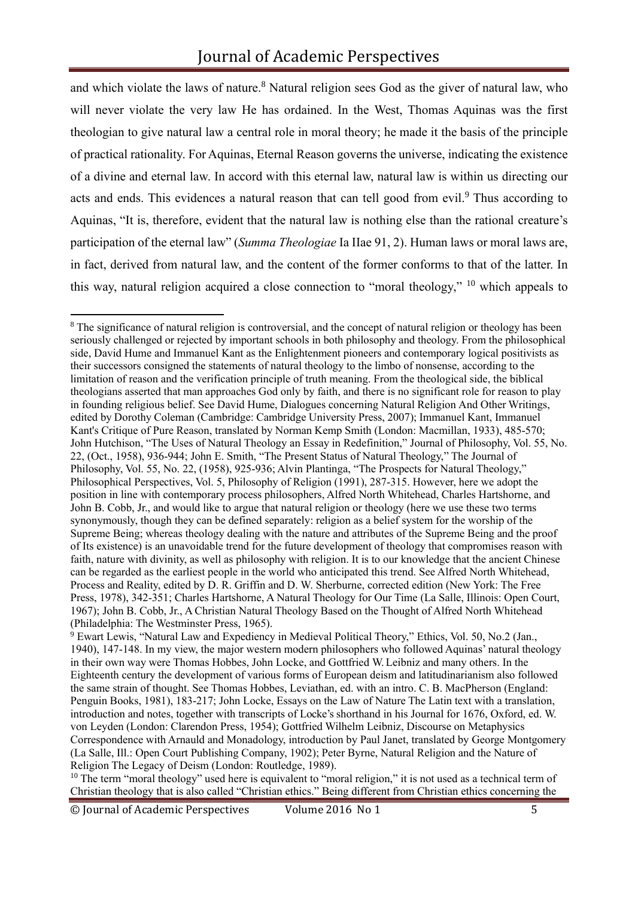and which violate the laws of nature.[8] Natural religion sees God as the giver of natural law, who will never violate the very law He has ordained. In the West, Thomas Aquinas was the first theologian to give natural law a central role in moral theory; he made it the basis of the principle of practical rationality. For Aquinas, Eternal Reason governs the universe, indicating the existence of a divine and eternal law. In accord with this eternal law, natural law is within us directing our acts and ends. This evidences a natural reason that can tell good from evil.[9] Thus according to Aquinas, "It is, therefore, evident that the natural law is nothing else than the rational creature's participation of the eternal law" (*Summa Theologiae* Ia IIae 91, 2). Human laws or moral laws are, in fact, derived from natural law, and the content of the former conforms to that of the latter. In this way, natural religion acquired a close connection to "moral theology," [10] which appeals to

---

[8] The significance of natural religion is controversial, and the concept of natural religion or theology has been seriously challenged or rejected by important schools in both philosophy and theology. From the philosophical side, David Hume and Immanuel Kant as the Enlightenment pioneers and contemporary logical positivists as their successors consigned the statements of natural theology to the limbo of nonsense, according to the limitation of reason and the verification principle of truth meaning. From the theological side, the biblical theologians asserted that man approaches God only by faith, and there is no significant role for reason to play in founding religious belief. See David Hume, Dialogues concerning Natural Religion And Other Writings, edited by Dorothy Coleman (Cambridge: Cambridge University Press, 2007); Immanuel Kant, Immanuel Kant's Critique of Pure Reason, translated by Norman Kemp Smith (London: Macmillan, 1933), 485-570; John Hutchison, "The Uses of Natural Theology an Essay in Redefinition," Journal of Philosophy, Vol. 55, No. 22, (Oct., 1958), 936-944; John E. Smith, "The Present Status of Natural Theology," The Journal of Philosophy, Vol. 55, No. 22, (1958), 925-936; Alvin Plantinga, "The Prospects for Natural Theology," Philosophical Perspectives, Vol. 5, Philosophy of Religion (1991), 287-315. However, here we adopt the position in line with contemporary process philosophers, Alfred North Whitehead, Charles Hartshorne, and John B. Cobb, Jr., and would like to argue that natural religion or theology (here we use these two terms synonymously, though they can be defined separately: religion as a belief system for the worship of the Supreme Being; whereas theology dealing with the nature and attributes of the Supreme Being and the proof of Its existence) is an unavoidable trend for the future development of theology that compromises reason with faith, nature with divinity, as well as philosophy with religion. It is to our knowledge that the ancient Chinese can be regarded as the earliest people in the world who anticipated this trend. See Alfred North Whitehead, Process and Reality, edited by D. R. Griffin and D. W. Sherburne, corrected edition (New York: The Free Press, 1978), 342-351; Charles Hartshorne, A Natural Theology for Our Time (La Salle, Illinois: Open Court, 1967); John B. Cobb, Jr., A Christian Natural Theology Based on the Thought of Alfred North Whitehead (Philadelphia: The Westminster Press, 1965).

[9] Ewart Lewis, "Natural Law and Expediency in Medieval Political Theory," Ethics, Vol. 50, No.2 (Jan., 1940), 147-148. In my view, the major western modern philosophers who followed Aquinas' natural theology in their own way were Thomas Hobbes, John Locke, and Gottfried W. Leibniz and many others. In the Eighteenth century the development of various forms of European deism and latitudinarianism also followed the same strain of thought. See Thomas Hobbes, Leviathan, ed. with an intro. C. B. MacPherson (England: Penguin Books, 1981), 183-217; John Locke, Essays on the Law of Nature The Latin text with a translation, introduction and notes, together with transcripts of Locke's shorthand in his Journal for 1676, Oxford, ed. W. von Leyden (London: Clarendon Press, 1954); Gottfried Wilhelm Leibniz, Discourse on Metaphysics Correspondence with Arnauld and Monadology, introduction by Paul Janet, translated by George Montgomery (La Salle, Ill.: Open Court Publishing Company, 1902); Peter Byrne, Natural Religion and the Nature of Religion The Legacy of Deism (London: Routledge, 1989).

[10] The term "moral theology" used here is equivalent to "moral religion," it is not used as a technical term of Christian theology that is also called "Christian ethics." Being different from Christian ethics concerning the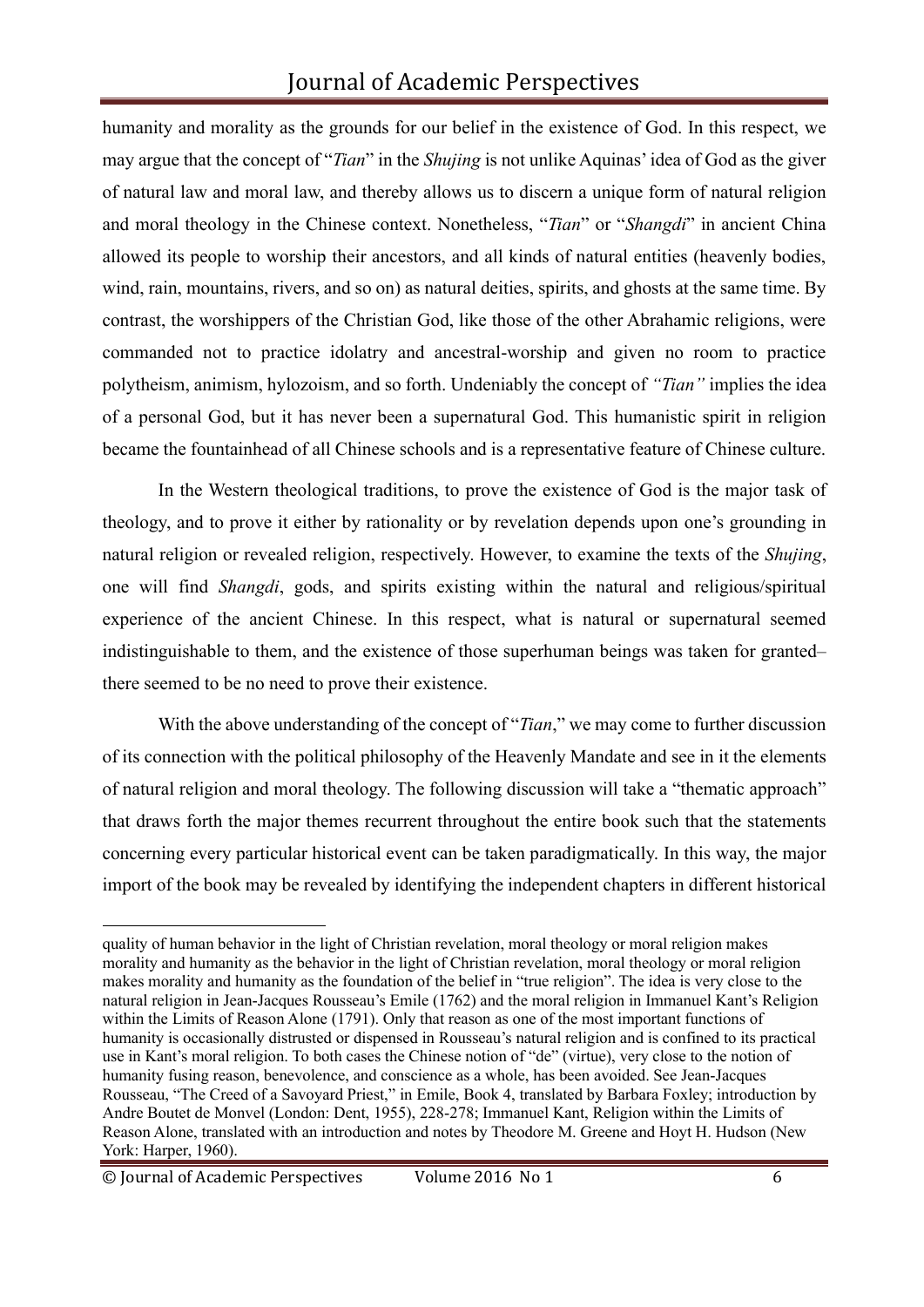humanity and morality as the grounds for our belief in the existence of God. In this respect, we may argue that the concept of "*Tian*" in the *Shujing* is not unlike Aquinas' idea of God as the giver of natural law and moral law, and thereby allows us to discern a unique form of natural religion and moral theology in the Chinese context. Nonetheless, "*Tian*" or "*Shangdi*" in ancient China allowed its people to worship their ancestors, and all kinds of natural entities (heavenly bodies, wind, rain, mountains, rivers, and so on) as natural deities, spirits, and ghosts at the same time. By contrast, the worshippers of the Christian God, like those of the other Abrahamic religions, were commanded not to practice idolatry and ancestral-worship and given no room to practice polytheism, animism, hylozoism, and so forth. Undeniably the concept of *"Tian"* implies the idea of a personal God, but it has never been a supernatural God. This humanistic spirit in religion became the fountainhead of all Chinese schools and is a representative feature of Chinese culture.

In the Western theological traditions, to prove the existence of God is the major task of theology, and to prove it either by rationality or by revelation depends upon one's grounding in natural religion or revealed religion, respectively. However, to examine the texts of the *Shujing*, one will find *Shangdi*, gods, and spirits existing within the natural and religious/spiritual experience of the ancient Chinese. In this respect, what is natural or supernatural seemed indistinguishable to them, and the existence of those superhuman beings was taken for granted– there seemed to be no need to prove their existence.

With the above understanding of the concept of "*Tian*," we may come to further discussion of its connection with the political philosophy of the Heavenly Mandate and see in it the elements of natural religion and moral theology. The following discussion will take a "thematic approach" that draws forth the major themes recurrent throughout the entire book such that the statements concerning every particular historical event can be taken paradigmatically. In this way, the major import of the book may be revealed by identifying the independent chapters in different historical

---

quality of human behavior in the light of Christian revelation, moral theology or moral religion makes morality and humanity as the behavior in the light of Christian revelation, moral theology or moral religion makes morality and humanity as the foundation of the belief in "true religion". The idea is very close to the natural religion in Jean-Jacques Rousseau's Emile (1762) and the moral religion in Immanuel Kant's Religion within the Limits of Reason Alone (1791). Only that reason as one of the most important functions of humanity is occasionally distrusted or dispensed in Rousseau's natural religion and is confined to its practical use in Kant's moral religion. To both cases the Chinese notion of "de" (virtue), very close to the notion of humanity fusing reason, benevolence, and conscience as a whole, has been avoided. See Jean-Jacques Rousseau, "The Creed of a Savoyard Priest," in Emile, Book 4, translated by Barbara Foxley; introduction by Andre Boutet de Monvel (London: Dent, 1955), 228-278; Immanuel Kant, Religion within the Limits of Reason Alone, translated with an introduction and notes by Theodore M. Greene and Hoyt H. Hudson (New York: Harper, 1960).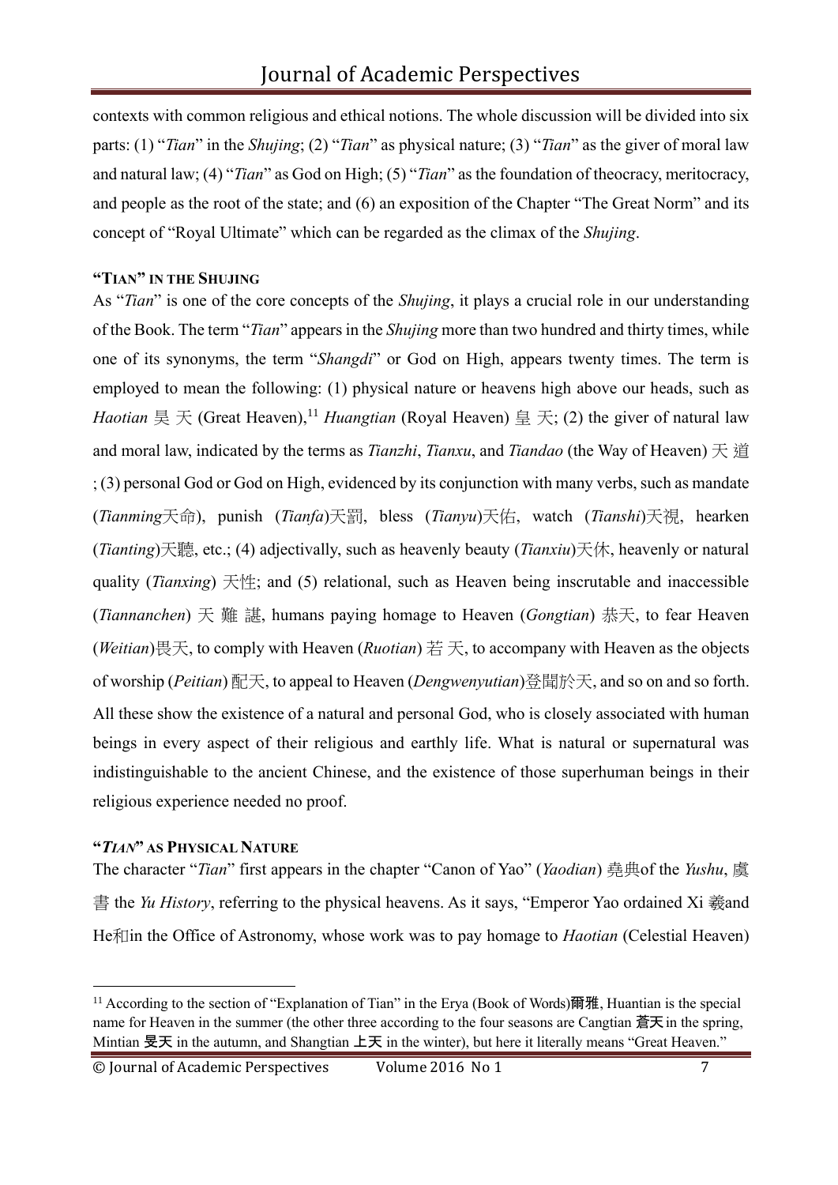contexts with common religious and ethical notions. The whole discussion will be divided into six parts: (1) "*Tian*" in the *Shujing*; (2) "*Tian*" as physical nature; (3) "*Tian*" as the giver of moral law and natural law; (4) "*Tian*" as God on High; (5) "*Tian*" as the foundation of theocracy, meritocracy, and people as the root of the state; and (6) an exposition of the Chapter "The Great Norm" and its concept of "Royal Ultimate" which can be regarded as the climax of the *Shujing*.

### "TIAN" IN THE SHUJING

As "*Tian*" is one of the core concepts of the *Shujing*, it plays a crucial role in our understanding of the Book. The term "*Tian*" appears in the *Shujing* more than two hundred and thirty times, while one of its synonyms, the term "*Shangdi*" or God on High, appears twenty times. The term is employed to mean the following: (1) physical nature or heavens high above our heads, such as *Haotian* 昊 天 (Great Heaven),[11] *Huangtian* (Royal Heaven) 皇 天; (2) the giver of natural law and moral law, indicated by the terms as *Tianzhi*, *Tianxu*, and *Tiandao* (the Way of Heaven) 天 道 ; (3) personal God or God on High, evidenced by its conjunction with many verbs, such as mandate (*Tianming*天命), punish (*Tianfa*)天罰, bless (*Tianyu*)天佑, watch (*Tianshi*)天視, hearken (*Tianting*)天聽, etc.; (4) adjectivally, such as heavenly beauty (*Tianxiu*)天休, heavenly or natural quality (*Tianxing*) 天性; and (5) relational, such as Heaven being inscrutable and inaccessible (*Tiannanchen*) 天 難 諶, humans paying homage to Heaven (*Gongtian*) 恭天, to fear Heaven (*Weitian*)畏天, to comply with Heaven (*Ruotian*) 若 天, to accompany with Heaven as the objects of worship (*Peitian*) 配天, to appeal to Heaven (*Dengwenyutian*)登聞於天, and so on and so forth. All these show the existence of a natural and personal God, who is closely associated with human beings in every aspect of their religious and earthly life. What is natural or supernatural was indistinguishable to the ancient Chinese, and the existence of those superhuman beings in their religious experience needed no proof.

### "*TIAN*" AS PHYSICAL NATURE

The character "*Tian*" first appears in the chapter "Canon of Yao" (*Yaodian*) 堯典of the *Yushu*, 虞書 the *Yu History*, referring to the physical heavens. As it says, "Emperor Yao ordained Xi 羲and He和in the Office of Astronomy, whose work was to pay homage to *Haotian* (Celestial Heaven)

---

[11] According to the section of "Explanation of Tian" in the Erya (Book of Words)爾雅, Huantian is the special name for Heaven in the summer (the other three according to the four seasons are Cangtian 蒼天 in the spring, Mintian 旻天 in the autumn, and Shangtian 上天 in the winter), but here it literally means "Great Heaven."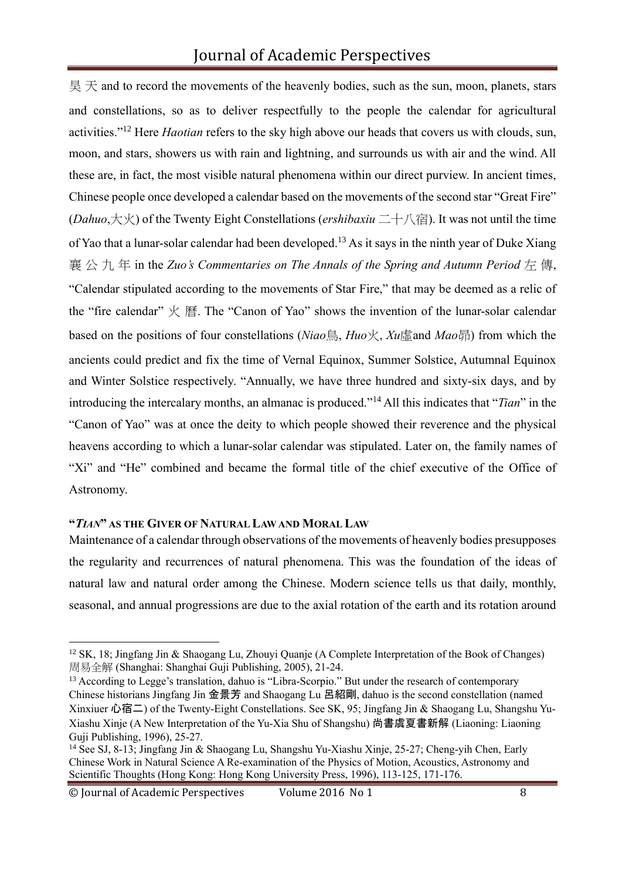昊天 and to record the movements of the heavenly bodies, such as the sun, moon, planets, stars and constellations, so as to deliver respectfully to the people the calendar for agricultural activities."[12] Here *Haotian* refers to the sky high above our heads that covers us with clouds, sun, moon, and stars, showers us with rain and lightning, and surrounds us with air and the wind. All these are, in fact, the most visible natural phenomena within our direct purview. In ancient times, Chinese people once developed a calendar based on the movements of the second star "Great Fire" (*Dahuo*,大火) of the Twenty Eight Constellations (*ershibaxiu* 二十八宿). It was not until the time of Yao that a lunar-solar calendar had been developed.[13] As it says in the ninth year of Duke Xiang 襄公九年 in the *Zuo's Commentaries on The Annals of the Spring and Autumn Period* 左傳, "Calendar stipulated according to the movements of Star Fire," that may be deemed as a relic of the "fire calendar" 火曆. The "Canon of Yao" shows the invention of the lunar-solar calendar based on the positions of four constellations (*Niao*鳥, *Huo*火, *Xu*虛and *Mao*昴) from which the ancients could predict and fix the time of Vernal Equinox, Summer Solstice, Autumnal Equinox and Winter Solstice respectively. "Annually, we have three hundred and sixty-six days, and by introducing the intercalary months, an almanac is produced."[14] All this indicates that "*Tian*" in the "Canon of Yao" was at once the deity to which people showed their reverence and the physical heavens according to which a lunar-solar calendar was stipulated. Later on, the family names of "Xi" and "He" combined and became the formal title of the chief executive of the Office of Astronomy.

### "*TIAN*" AS THE GIVER OF NATURAL LAW AND MORAL LAW

Maintenance of a calendar through observations of the movements of heavenly bodies presupposes the regularity and recurrences of natural phenomena. This was the foundation of the ideas of natural law and natural order among the Chinese. Modern science tells us that daily, monthly, seasonal, and annual progressions are due to the axial rotation of the earth and its rotation around

---

[12] SK, 18; Jingfang Jin & Shaogang Lu, Zhouyi Quanje (A Complete Interpretation of the Book of Changes) 周易全解 (Shanghai: Shanghai Guji Publishing, 2005), 21-24.

[13] According to Legge's translation, dahuo is "Libra-Scorpio." But under the research of contemporary Chinese historians Jingfang Jin 金景芳 and Shaogang Lu 呂紹剛, dahuo is the second constellation (named Xinxiuer 心宿二) of the Twenty-Eight Constellations. See SK, 95; Jingfang Jin & Shaogang Lu, Shangshu Yu-Xiashu Xinje (A New Interpretation of the Yu-Xia Shu of Shangshu) 尚書虞夏書新解 (Liaoning: Liaoning Guji Publishing, 1996), 25-27.

[14] See SJ, 8-13; Jingfang Jin & Shaogang Lu, Shangshu Yu-Xiashu Xinje, 25-27; Cheng-yih Chen, Early Chinese Work in Natural Science A Re-examination of the Physics of Motion, Acoustics, Astronomy and Scientific Thoughts (Hong Kong: Hong Kong University Press, 1996), 113-125, 171-176.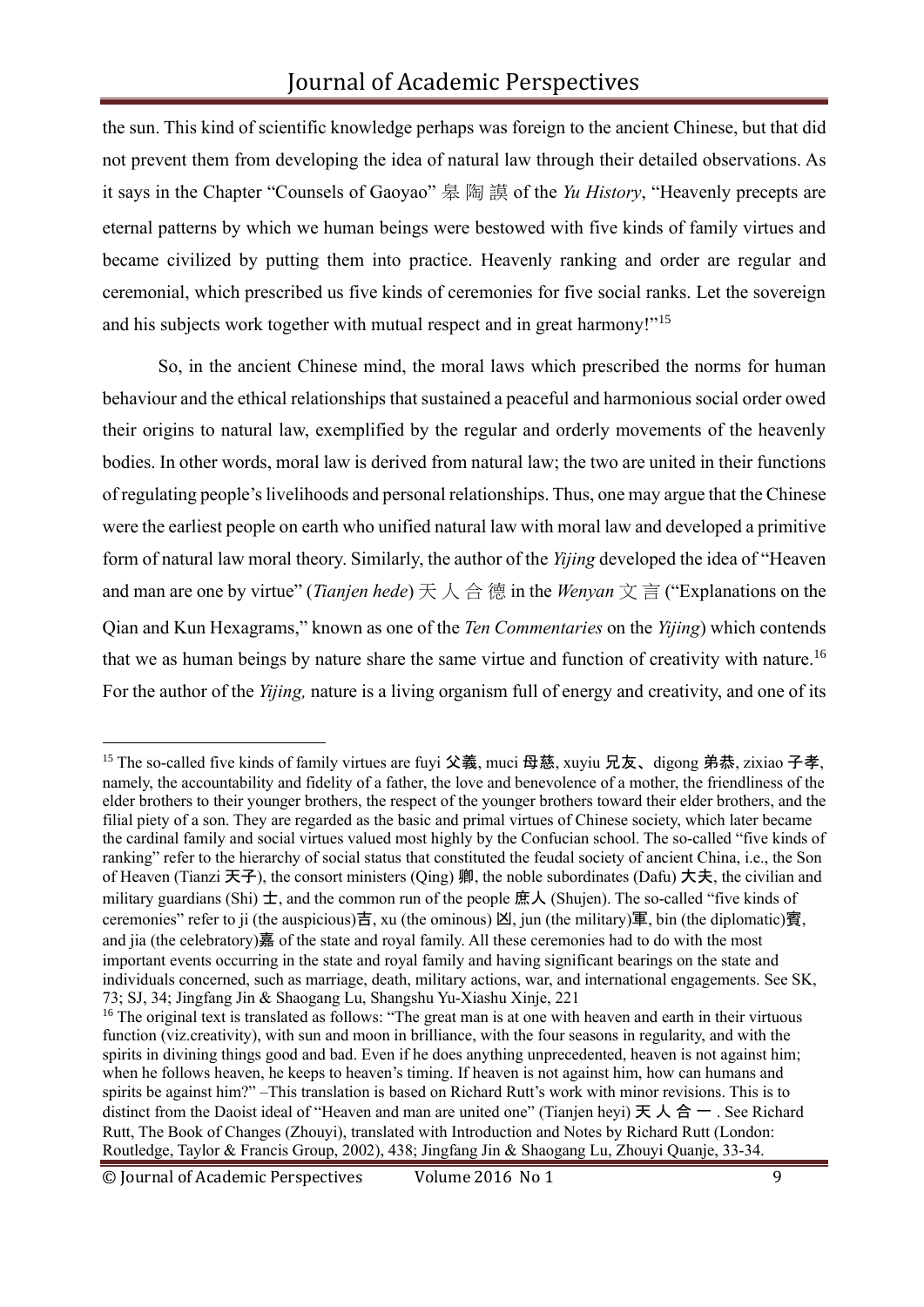the sun. This kind of scientific knowledge perhaps was foreign to the ancient Chinese, but that did not prevent them from developing the idea of natural law through their detailed observations. As it says in the Chapter "Counsels of Gaoyao" 皋陶謨 of the *Yu History*, "Heavenly precepts are eternal patterns by which we human beings were bestowed with five kinds of family virtues and became civilized by putting them into practice. Heavenly ranking and order are regular and ceremonial, which prescribed us five kinds of ceremonies for five social ranks. Let the sovereign and his subjects work together with mutual respect and in great harmony!"[15]

So, in the ancient Chinese mind, the moral laws which prescribed the norms for human behaviour and the ethical relationships that sustained a peaceful and harmonious social order owed their origins to natural law, exemplified by the regular and orderly movements of the heavenly bodies. In other words, moral law is derived from natural law; the two are united in their functions of regulating people's livelihoods and personal relationships. Thus, one may argue that the Chinese were the earliest people on earth who unified natural law with moral law and developed a primitive form of natural law moral theory. Similarly, the author of the *Yijing* developed the idea of "Heaven and man are one by virtue" (*Tianjen hede*) 天人合德 in the *Wenyan* 文言 ("Explanations on the Qian and Kun Hexagrams," known as one of the *Ten Commentaries* on the *Yijing*) which contends that we as human beings by nature share the same virtue and function of creativity with nature.[16] For the author of the *Yijing,* nature is a living organism full of energy and creativity, and one of its

---

[15] The so-called five kinds of family virtues are fuyi 父義, muci 母慈, xuyiu 兄友、digong 弟恭, zixiao 子孝, namely, the accountability and fidelity of a father, the love and benevolence of a mother, the friendliness of the elder brothers to their younger brothers, the respect of the younger brothers toward their elder brothers, and the filial piety of a son. They are regarded as the basic and primal virtues of Chinese society, which later became the cardinal family and social virtues valued most highly by the Confucian school. The so-called "five kinds of ranking" refer to the hierarchy of social status that constituted the feudal society of ancient China, i.e., the Son of Heaven (Tianzi 天子), the consort ministers (Qing) 卿, the noble subordinates (Dafu) 大夫, the civilian and military guardians (Shi) 士, and the common run of the people 庶人 (Shujen). The so-called "five kinds of ceremonies" refer to ji (the auspicious)吉, xu (the ominous) 凶, jun (the military)軍, bin (the diplomatic)賓, and jia (the celebratory)嘉 of the state and royal family. All these ceremonies had to do with the most important events occurring in the state and royal family and having significant bearings on the state and individuals concerned, such as marriage, death, military actions, war, and international engagements. See SK, 73; SJ, 34; Jingfang Jin & Shaogang Lu, Shangshu Yu-Xiashu Xinje, 221

[16] The original text is translated as follows: "The great man is at one with heaven and earth in their virtuous function (viz.creativity), with sun and moon in brilliance, with the four seasons in regularity, and with the spirits in divining things good and bad. Even if he does anything unprecedented, heaven is not against him; when he follows heaven, he keeps to heaven's timing. If heaven is not against him, how can humans and spirits be against him?" –This translation is based on Richard Rutt's work with minor revisions. This is to distinct from the Daoist ideal of "Heaven and man are united one" (Tianjen heyi) 天人合一. See Richard Rutt, The Book of Changes (Zhouyi), translated with Introduction and Notes by Richard Rutt (London: Routledge, Taylor & Francis Group, 2002), 438; Jingfang Jin & Shaogang Lu, Zhouyi Quanje, 33-34.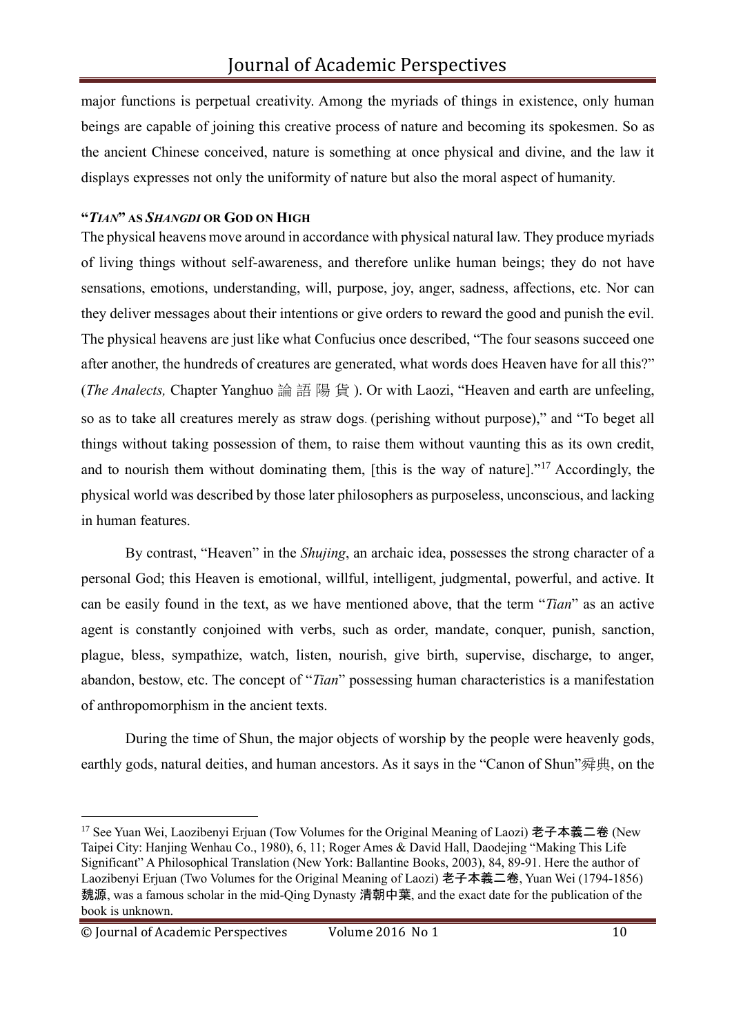major functions is perpetual creativity. Among the myriads of things in existence, only human beings are capable of joining this creative process of nature and becoming its spokesmen. So as the ancient Chinese conceived, nature is something at once physical and divine, and the law it displays expresses not only the uniformity of nature but also the moral aspect of humanity.

### "*TIAN*" AS *SHANGDI* OR GOD ON HIGH

The physical heavens move around in accordance with physical natural law. They produce myriads of living things without self-awareness, and therefore unlike human beings; they do not have sensations, emotions, understanding, will, purpose, joy, anger, sadness, affections, etc. Nor can they deliver messages about their intentions or give orders to reward the good and punish the evil. The physical heavens are just like what Confucius once described, "The four seasons succeed one after another, the hundreds of creatures are generated, what words does Heaven have for all this?" (*The Analects,* Chapter Yanghuo 論語陽貨). Or with Laozi, "Heaven and earth are unfeeling, so as to take all creatures merely as straw dogs. (perishing without purpose)," and "To beget all things without taking possession of them, to raise them without vaunting this as its own credit, and to nourish them without dominating them, [this is the way of nature]."[17] Accordingly, the physical world was described by those later philosophers as purposeless, unconscious, and lacking in human features.

By contrast, "Heaven" in the *Shujing*, an archaic idea, possesses the strong character of a personal God; this Heaven is emotional, willful, intelligent, judgmental, powerful, and active. It can be easily found in the text, as we have mentioned above, that the term "*Tian*" as an active agent is constantly conjoined with verbs, such as order, mandate, conquer, punish, sanction, plague, bless, sympathize, watch, listen, nourish, give birth, supervise, discharge, to anger, abandon, bestow, etc. The concept of "*Tian*" possessing human characteristics is a manifestation of anthropomorphism in the ancient texts.

During the time of Shun, the major objects of worship by the people were heavenly gods, earthly gods, natural deities, and human ancestors. As it says in the "Canon of Shun"舜典, on the

---

[17] See Yuan Wei, Laozibenyi Erjuan (Tow Volumes for the Original Meaning of Laozi) 老子本義二卷 (New Taipei City: Hanjing Wenhau Co., 1980), 6, 11; Roger Ames & David Hall, Daodejing "Making This Life Significant" A Philosophical Translation (New York: Ballantine Books, 2003), 84, 89-91. Here the author of Laozibenyi Erjuan (Two Volumes for the Original Meaning of Laozi) 老子本義二卷, Yuan Wei (1794-1856) 魏源, was a famous scholar in the mid-Qing Dynasty 清朝中葉, and the exact date for the publication of the book is unknown.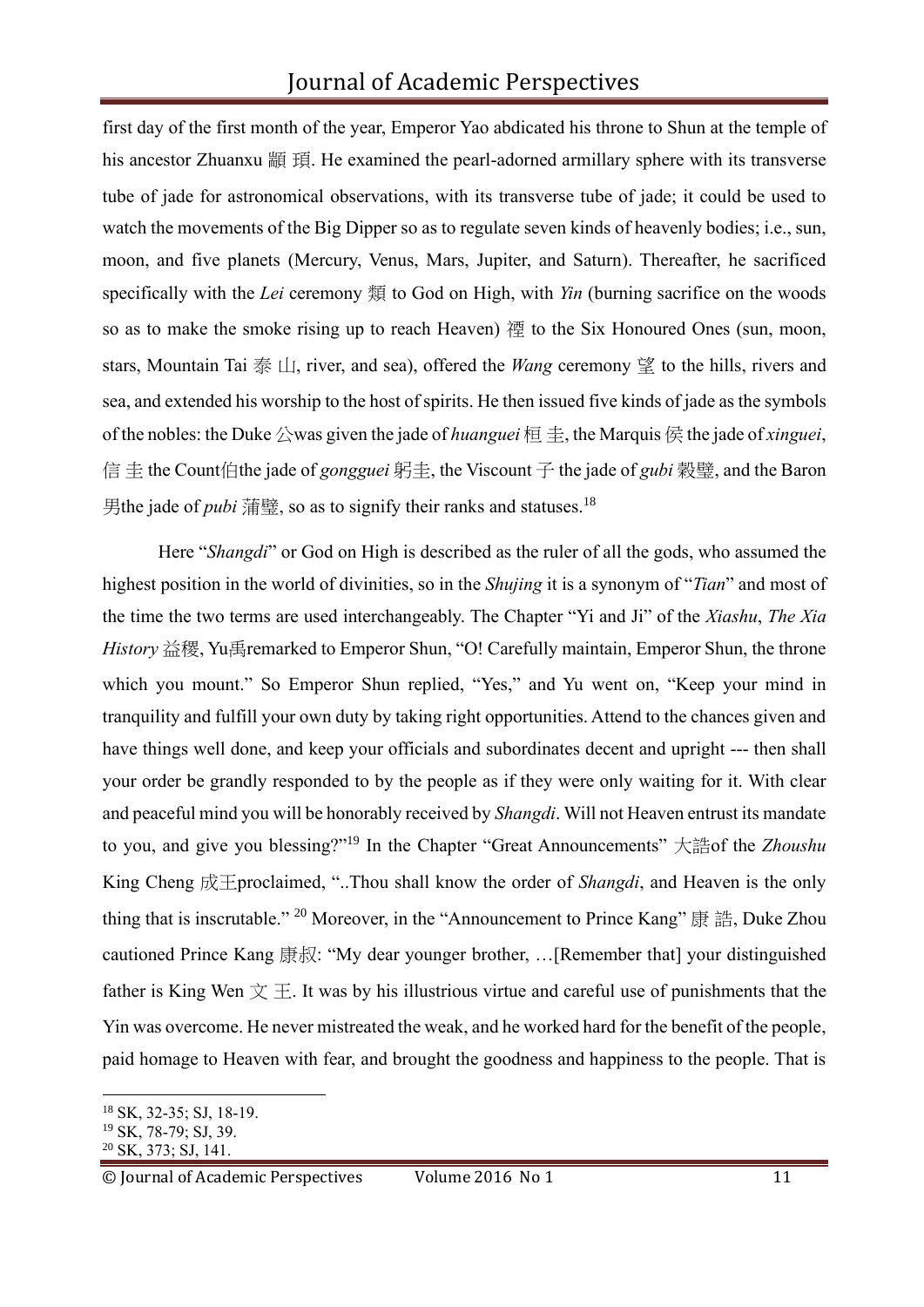first day of the first month of the year, Emperor Yao abdicated his throne to Shun at the temple of his ancestor Zhuanxu 顓 頊. He examined the pearl-adorned armillary sphere with its transverse tube of jade for astronomical observations, with its transverse tube of jade; it could be used to watch the movements of the Big Dipper so as to regulate seven kinds of heavenly bodies; i.e., sun, moon, and five planets (Mercury, Venus, Mars, Jupiter, and Saturn). Thereafter, he sacrificed specifically with the *Lei* ceremony 類 to God on High, with *Yin* (burning sacrifice on the woods so as to make the smoke rising up to reach Heaven) 禋 to the Six Honoured Ones (sun, moon, stars, Mountain Tai 泰 山, river, and sea), offered the *Wang* ceremony 望 to the hills, rivers and sea, and extended his worship to the host of spirits. He then issued five kinds of jade as the symbols of the nobles: the Duke 公was given the jade of *huanguei* 桓 圭, the Marquis 侯 the jade of *xinguei*, 信 圭 the Count伯the jade of *gongguei* 躬圭, the Viscount 子 the jade of *gubi* 穀璧, and the Baron 男the jade of *pubi* 蒲璧, so as to signify their ranks and statuses.[18]

Here "*Shangdi*" or God on High is described as the ruler of all the gods, who assumed the highest position in the world of divinities, so in the *Shujing* it is a synonym of "*Tian*" and most of the time the two terms are used interchangeably. The Chapter "Yi and Ji" of the *Xiashu*, *The Xia History* 益稷, Yu禹remarked to Emperor Shun, "O! Carefully maintain, Emperor Shun, the throne which you mount." So Emperor Shun replied, "Yes," and Yu went on, "Keep your mind in tranquility and fulfill your own duty by taking right opportunities. Attend to the chances given and have things well done, and keep your officials and subordinates decent and upright --- then shall your order be grandly responded to by the people as if they were only waiting for it. With clear and peaceful mind you will be honorably received by *Shangdi*. Will not Heaven entrust its mandate to you, and give you blessing?"[19] In the Chapter "Great Announcements" 大誥of the *Zhoushu* King Cheng 成王proclaimed, "..Thou shall know the order of *Shangdi*, and Heaven is the only thing that is inscrutable." [20] Moreover, in the "Announcement to Prince Kang" 康 誥, Duke Zhou cautioned Prince Kang 康叔: "My dear younger brother, …[Remember that] your distinguished father is King Wen 文 王. It was by his illustrious virtue and careful use of punishments that the Yin was overcome. He never mistreated the weak, and he worked hard for the benefit of the people, paid homage to Heaven with fear, and brought the goodness and happiness to the people. That is

[18] SK, 32-35; SJ, 18-19.
[19] SK, 78-79; SJ, 39.
[20] SK, 373; SJ, 141.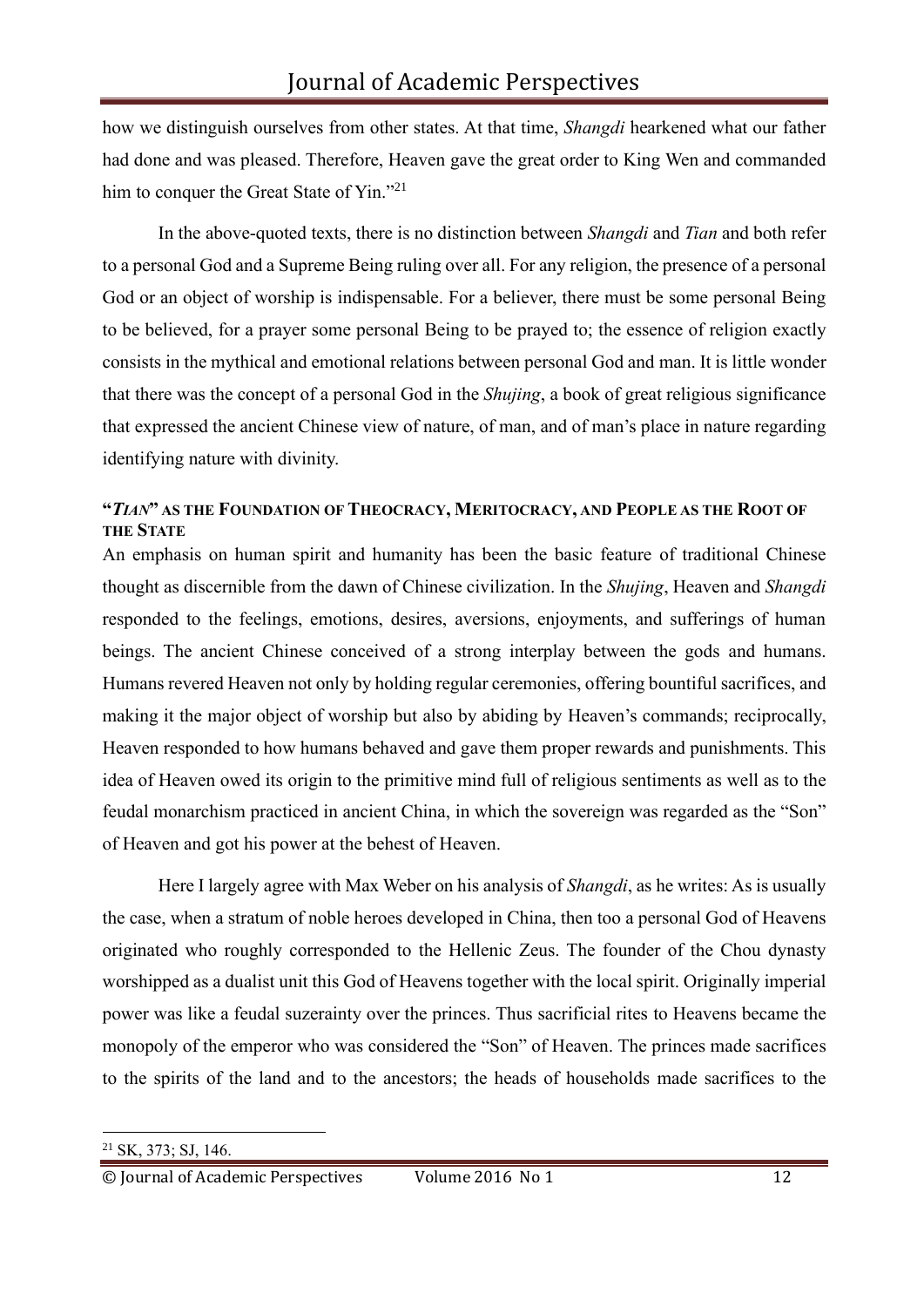how we distinguish ourselves from other states. At that time, *Shangdi* hearkened what our father had done and was pleased. Therefore, Heaven gave the great order to King Wen and commanded him to conquer the Great State of Yin."[21]

In the above-quoted texts, there is no distinction between *Shangdi* and *Tian* and both refer to a personal God and a Supreme Being ruling over all. For any religion, the presence of a personal God or an object of worship is indispensable. For a believer, there must be some personal Being to be believed, for a prayer some personal Being to be prayed to; the essence of religion exactly consists in the mythical and emotional relations between personal God and man. It is little wonder that there was the concept of a personal God in the *Shujing*, a book of great religious significance that expressed the ancient Chinese view of nature, of man, and of man's place in nature regarding identifying nature with divinity.

### "*TIAN*" AS THE FOUNDATION OF THEOCRACY, MERITOCRACY, AND PEOPLE AS THE ROOT OF THE STATE

An emphasis on human spirit and humanity has been the basic feature of traditional Chinese thought as discernible from the dawn of Chinese civilization. In the *Shujing*, Heaven and *Shangdi* responded to the feelings, emotions, desires, aversions, enjoyments, and sufferings of human beings. The ancient Chinese conceived of a strong interplay between the gods and humans. Humans revered Heaven not only by holding regular ceremonies, offering bountiful sacrifices, and making it the major object of worship but also by abiding by Heaven's commands; reciprocally, Heaven responded to how humans behaved and gave them proper rewards and punishments. This idea of Heaven owed its origin to the primitive mind full of religious sentiments as well as to the feudal monarchism practiced in ancient China, in which the sovereign was regarded as the "Son" of Heaven and got his power at the behest of Heaven.

Here I largely agree with Max Weber on his analysis of *Shangdi*, as he writes: As is usually the case, when a stratum of noble heroes developed in China, then too a personal God of Heavens originated who roughly corresponded to the Hellenic Zeus. The founder of the Chou dynasty worshipped as a dualist unit this God of Heavens together with the local spirit. Originally imperial power was like a feudal suzerainty over the princes. Thus sacrificial rites to Heavens became the monopoly of the emperor who was considered the "Son" of Heaven. The princes made sacrifices to the spirits of the land and to the ancestors; the heads of households made sacrifices to the

---

[21] SK, 373; SJ, 146.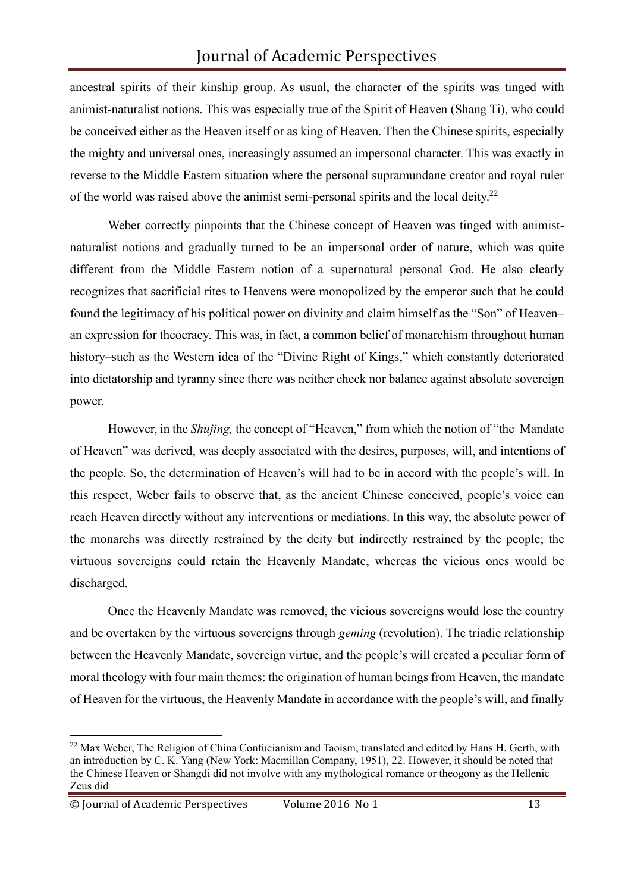ancestral spirits of their kinship group. As usual, the character of the spirits was tinged with animist-naturalist notions. This was especially true of the Spirit of Heaven (Shang Ti), who could be conceived either as the Heaven itself or as king of Heaven. Then the Chinese spirits, especially the mighty and universal ones, increasingly assumed an impersonal character. This was exactly in reverse to the Middle Eastern situation where the personal supramundane creator and royal ruler of the world was raised above the animist semi-personal spirits and the local deity.[22]

Weber correctly pinpoints that the Chinese concept of Heaven was tinged with animist-naturalist notions and gradually turned to be an impersonal order of nature, which was quite different from the Middle Eastern notion of a supernatural personal God. He also clearly recognizes that sacrificial rites to Heavens were monopolized by the emperor such that he could found the legitimacy of his political power on divinity and claim himself as the "Son" of Heaven–an expression for theocracy. This was, in fact, a common belief of monarchism throughout human history–such as the Western idea of the "Divine Right of Kings," which constantly deteriorated into dictatorship and tyranny since there was neither check nor balance against absolute sovereign power.

However, in the *Shujing,* the concept of "Heaven," from which the notion of "the Mandate of Heaven" was derived, was deeply associated with the desires, purposes, will, and intentions of the people. So, the determination of Heaven's will had to be in accord with the people's will. In this respect, Weber fails to observe that, as the ancient Chinese conceived, people's voice can reach Heaven directly without any interventions or mediations. In this way, the absolute power of the monarchs was directly restrained by the deity but indirectly restrained by the people; the virtuous sovereigns could retain the Heavenly Mandate, whereas the vicious ones would be discharged.

Once the Heavenly Mandate was removed, the vicious sovereigns would lose the country and be overtaken by the virtuous sovereigns through *geming* (revolution). The triadic relationship between the Heavenly Mandate, sovereign virtue, and the people's will created a peculiar form of moral theology with four main themes: the origination of human beings from Heaven, the mandate of Heaven for the virtuous, the Heavenly Mandate in accordance with the people's will, and finally

---

[22] Max Weber, The Religion of China Confucianism and Taoism, translated and edited by Hans H. Gerth, with an introduction by C. K. Yang (New York: Macmillan Company, 1951), 22. However, it should be noted that the Chinese Heaven or Shangdi did not involve with any mythological romance or theogony as the Hellenic Zeus did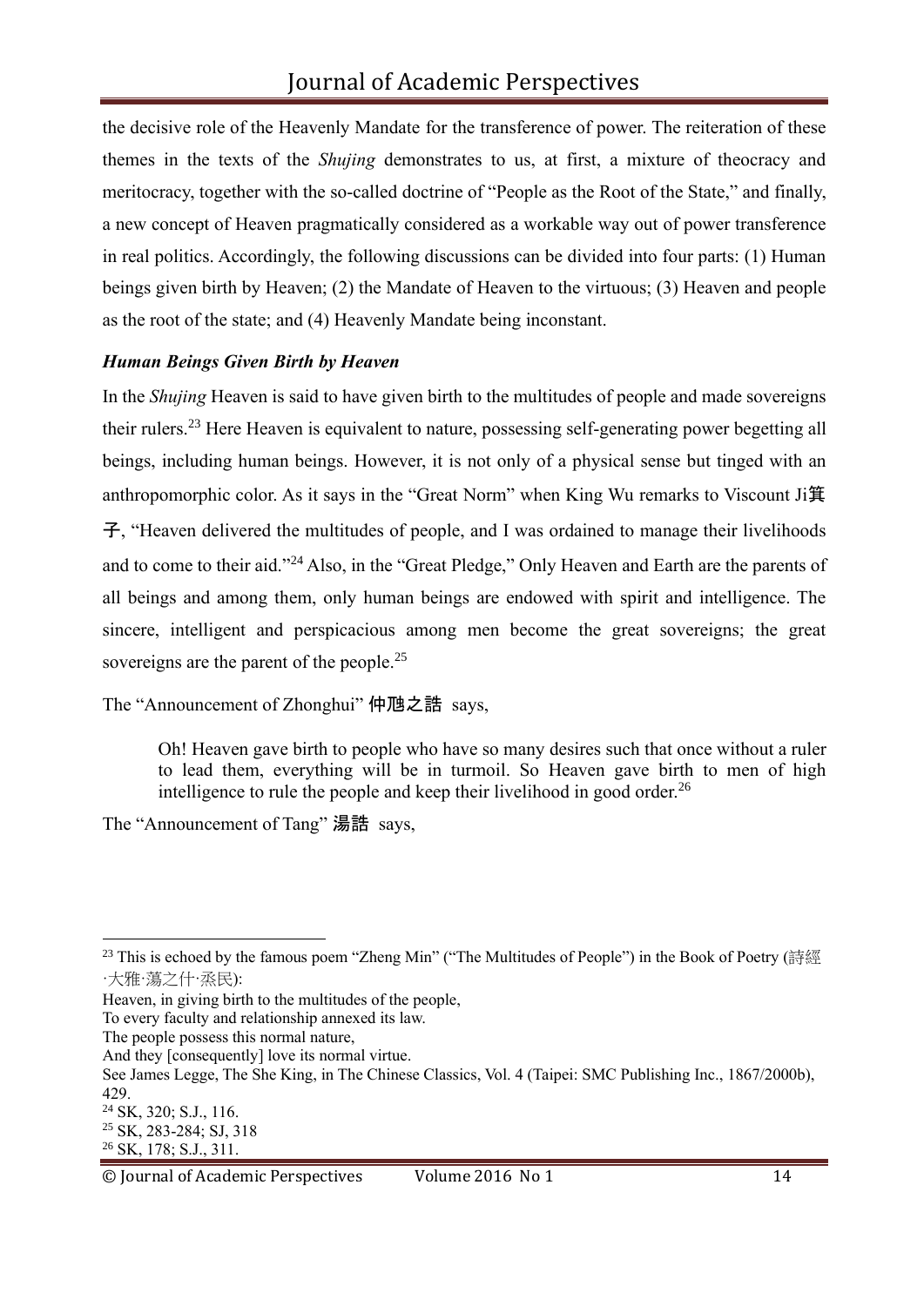the decisive role of the Heavenly Mandate for the transference of power. The reiteration of these themes in the texts of the *Shujing* demonstrates to us, at first, a mixture of theocracy and meritocracy, together with the so-called doctrine of "People as the Root of the State," and finally, a new concept of Heaven pragmatically considered as a workable way out of power transference in real politics. Accordingly, the following discussions can be divided into four parts: (1) Human beings given birth by Heaven; (2) the Mandate of Heaven to the virtuous; (3) Heaven and people as the root of the state; and (4) Heavenly Mandate being inconstant.

### *Human Beings Given Birth by Heaven*

In the *Shujing* Heaven is said to have given birth to the multitudes of people and made sovereigns their rulers.[23] Here Heaven is equivalent to nature, possessing self-generating power begetting all beings, including human beings. However, it is not only of a physical sense but tinged with an anthropomorphic color. As it says in the "Great Norm" when King Wu remarks to Viscount Ji箕子, "Heaven delivered the multitudes of people, and I was ordained to manage their livelihoods and to come to their aid."[24] Also, in the "Great Pledge," Only Heaven and Earth are the parents of all beings and among them, only human beings are endowed with spirit and intelligence. The sincere, intelligent and perspicacious among men become the great sovereigns; the great sovereigns are the parent of the people.[25]

The "Announcement of Zhonghui" 仲虺之誥 says,

> Oh! Heaven gave birth to people who have so many desires such that once without a ruler to lead them, everything will be in turmoil. So Heaven gave birth to men of high intelligence to rule the people and keep their livelihood in good order.[26]

The "Announcement of Tang" 湯誥 says,

---

[23] This is echoed by the famous poem "Zheng Min" ("The Multitudes of People") in the Book of Poetry (詩經·大雅·蕩之什·烝民):
Heaven, in giving birth to the multitudes of the people,
To every faculty and relationship annexed its law.
The people possess this normal nature,
And they [consequently] love its normal virtue.
See James Legge, The She King, in The Chinese Classics, Vol. 4 (Taipei: SMC Publishing Inc., 1867/2000b), 429.

[24] SK, 320; S.J., 116.

[25] SK, 283-284; SJ, 318

[26] SK, 178; S.J., 311.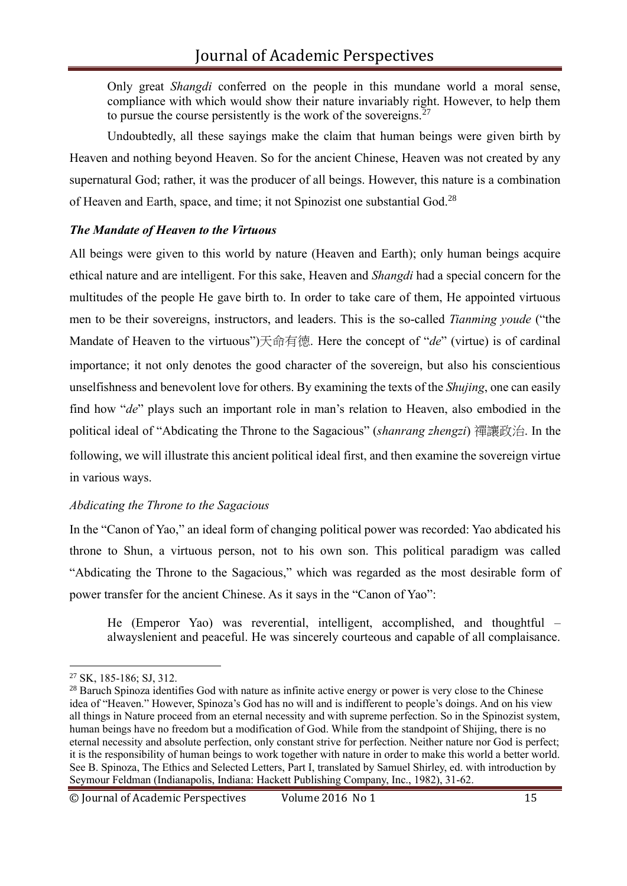> Only great *Shangdi* conferred on the people in this mundane world a moral sense, compliance with which would show their nature invariably right. However, to help them to pursue the course persistently is the work of the sovereigns.[27]

Undoubtedly, all these sayings make the claim that human beings were given birth by Heaven and nothing beyond Heaven. So for the ancient Chinese, Heaven was not created by any supernatural God; rather, it was the producer of all beings. However, this nature is a combination of Heaven and Earth, space, and time; it not Spinozist one substantial God.[28]

### *The Mandate of Heaven to the Virtuous*

All beings were given to this world by nature (Heaven and Earth); only human beings acquire ethical nature and are intelligent. For this sake, Heaven and *Shangdi* had a special concern for the multitudes of the people He gave birth to. In order to take care of them, He appointed virtuous men to be their sovereigns, instructors, and leaders. This is the so-called *Tianming youde* ("the Mandate of Heaven to the virtuous")天命有德. Here the concept of "*de*" (virtue) is of cardinal importance; it not only denotes the good character of the sovereign, but also his conscientious unselfishness and benevolent love for others. By examining the texts of the *Shujing*, one can easily find how "*de*" plays such an important role in man's relation to Heaven, also embodied in the political ideal of "Abdicating the Throne to the Sagacious" (*shanrang zhengzi*) 禪讓政治. In the following, we will illustrate this ancient political ideal first, and then examine the sovereign virtue in various ways.

#### *Abdicating the Throne to the Sagacious*

In the "Canon of Yao," an ideal form of changing political power was recorded: Yao abdicated his throne to Shun, a virtuous person, not to his own son. This political paradigm was called "Abdicating the Throne to the Sagacious," which was regarded as the most desirable form of power transfer for the ancient Chinese. As it says in the "Canon of Yao":

> He (Emperor Yao) was reverential, intelligent, accomplished, and thoughtful – alwayslenient and peaceful. He was sincerely courteous and capable of all complaisance.

---

[27] SK, 185-186; SJ, 312.

[28] Baruch Spinoza identifies God with nature as infinite active energy or power is very close to the Chinese idea of "Heaven." However, Spinoza's God has no will and is indifferent to people's doings. And on his view all things in Nature proceed from an eternal necessity and with supreme perfection. So in the Spinozist system, human beings have no freedom but a modification of God. While from the standpoint of Shijing, there is no eternal necessity and absolute perfection, only constant strive for perfection. Neither nature nor God is perfect; it is the responsibility of human beings to work together with nature in order to make this world a better world. See B. Spinoza, The Ethics and Selected Letters, Part I, translated by Samuel Shirley, ed. with introduction by Seymour Feldman (Indianapolis, Indiana: Hackett Publishing Company, Inc., 1982), 31-62.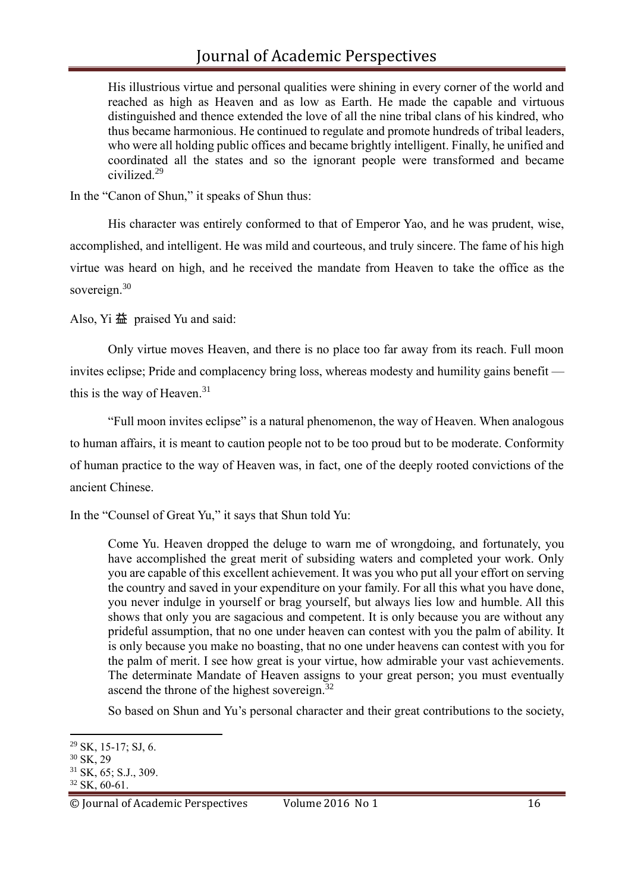> His illustrious virtue and personal qualities were shining in every corner of the world and reached as high as Heaven and as low as Earth. He made the capable and virtuous distinguished and thence extended the love of all the nine tribal clans of his kindred, who thus became harmonious. He continued to regulate and promote hundreds of tribal leaders, who were all holding public offices and became brightly intelligent. Finally, he unified and coordinated all the states and so the ignorant people were transformed and became civilized.[29]

In the "Canon of Shun," it speaks of Shun thus:

> His character was entirely conformed to that of Emperor Yao, and he was prudent, wise, accomplished, and intelligent. He was mild and courteous, and truly sincere. The fame of his high virtue was heard on high, and he received the mandate from Heaven to take the office as the sovereign.[30]

Also, Yi 益 praised Yu and said:

> Only virtue moves Heaven, and there is no place too far away from its reach. Full moon invites eclipse; Pride and complacency bring loss, whereas modesty and humility gains benefit — this is the way of Heaven.[31]

"Full moon invites eclipse" is a natural phenomenon, the way of Heaven. When analogous to human affairs, it is meant to caution people not to be too proud but to be moderate. Conformity of human practice to the way of Heaven was, in fact, one of the deeply rooted convictions of the ancient Chinese.

In the "Counsel of Great Yu," it says that Shun told Yu:

> Come Yu. Heaven dropped the deluge to warn me of wrongdoing, and fortunately, you have accomplished the great merit of subsiding waters and completed your work. Only you are capable of this excellent achievement. It was you who put all your effort on serving the country and saved in your expenditure on your family. For all this what you have done, you never indulge in yourself or brag yourself, but always lies low and humble. All this shows that only you are sagacious and competent. It is only because you are without any prideful assumption, that no one under heaven can contest with you the palm of ability. It is only because you make no boasting, that no one under heavens can contest with you for the palm of merit. I see how great is your virtue, how admirable your vast achievements. The determinate Mandate of Heaven assigns to your great person; you must eventually ascend the throne of the highest sovereign.[32]

So based on Shun and Yu's personal character and their great contributions to the society,

---

[29] SK, 15-17; SJ, 6.

[30] SK, 29

[31] SK, 65; S.J., 309.

[32] SK, 60-61.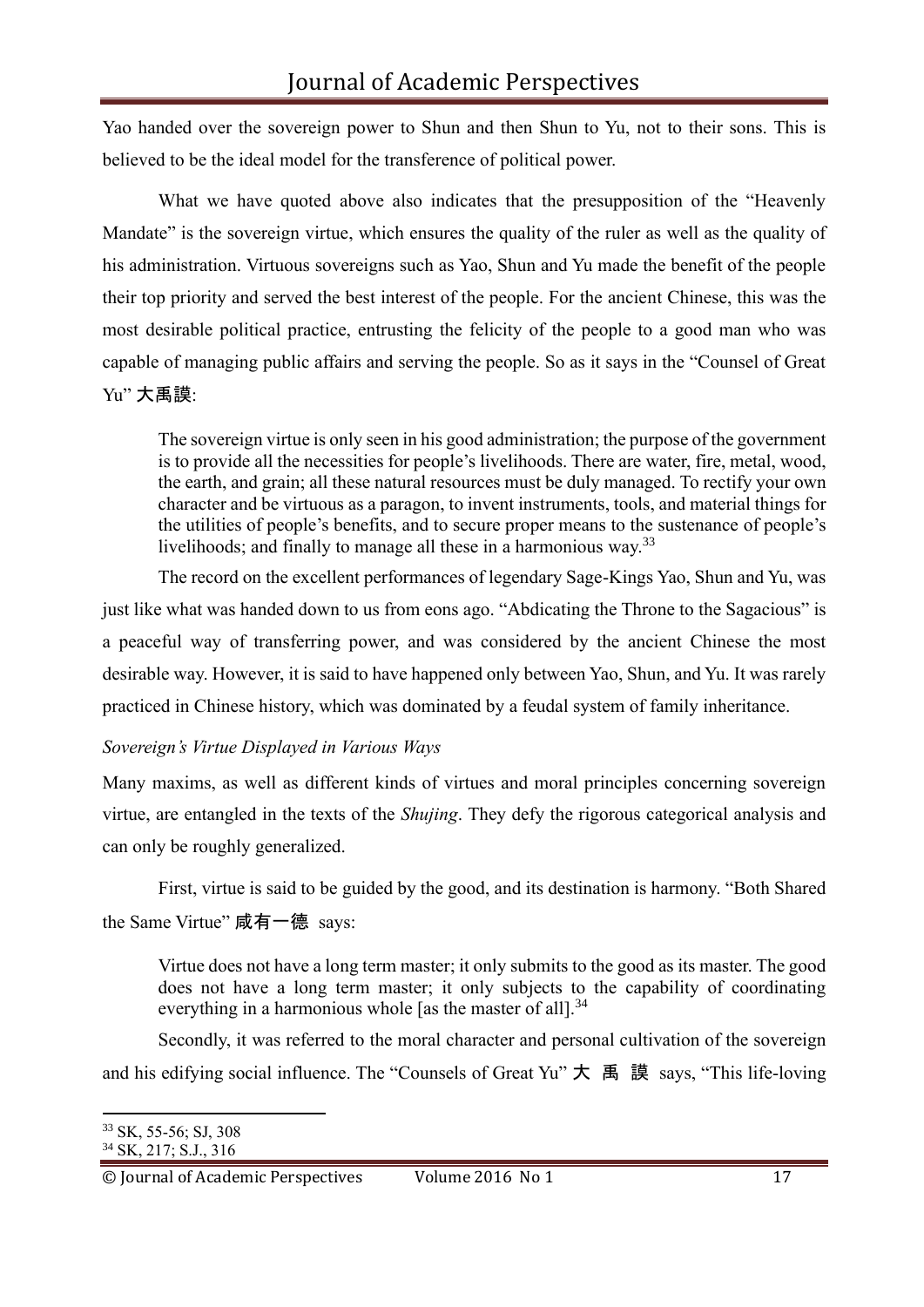Yao handed over the sovereign power to Shun and then Shun to Yu, not to their sons. This is believed to be the ideal model for the transference of political power.

What we have quoted above also indicates that the presupposition of the "Heavenly Mandate" is the sovereign virtue, which ensures the quality of the ruler as well as the quality of his administration. Virtuous sovereigns such as Yao, Shun and Yu made the benefit of the people their top priority and served the best interest of the people. For the ancient Chinese, this was the most desirable political practice, entrusting the felicity of the people to a good man who was capable of managing public affairs and serving the people. So as it says in the "Counsel of Great Yu" 大禹謨:

> The sovereign virtue is only seen in his good administration; the purpose of the government is to provide all the necessities for people's livelihoods. There are water, fire, metal, wood, the earth, and grain; all these natural resources must be duly managed. To rectify your own character and be virtuous as a paragon, to invent instruments, tools, and material things for the utilities of people's benefits, and to secure proper means to the sustenance of people's livelihoods; and finally to manage all these in a harmonious way.[33]

The record on the excellent performances of legendary Sage-Kings Yao, Shun and Yu, was just like what was handed down to us from eons ago. "Abdicating the Throne to the Sagacious" is a peaceful way of transferring power, and was considered by the ancient Chinese the most desirable way. However, it is said to have happened only between Yao, Shun, and Yu. It was rarely practiced in Chinese history, which was dominated by a feudal system of family inheritance.

*Sovereign's Virtue Displayed in Various Ways*

Many maxims, as well as different kinds of virtues and moral principles concerning sovereign virtue, are entangled in the texts of the *Shujing*. They defy the rigorous categorical analysis and can only be roughly generalized.

First, virtue is said to be guided by the good, and its destination is harmony. "Both Shared the Same Virtue" 咸有一德 says:

> Virtue does not have a long term master; it only submits to the good as its master. The good does not have a long term master; it only subjects to the capability of coordinating everything in a harmonious whole [as the master of all].[34]

Secondly, it was referred to the moral character and personal cultivation of the sovereign and his edifying social influence. The "Counsels of Great Yu" 大禹謨 says, "This life-loving

---

[33] SK, 55-56; SJ, 308

[34] SK, 217; S.J., 316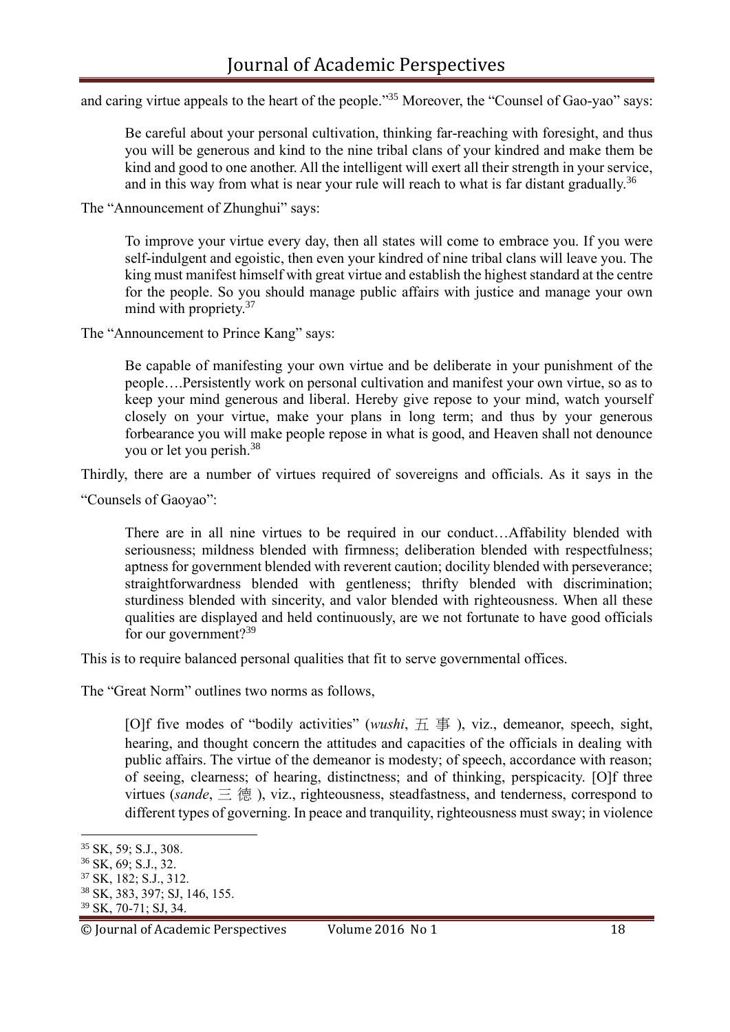and caring virtue appeals to the heart of the people."[35] Moreover, the "Counsel of Gao-yao" says:

> Be careful about your personal cultivation, thinking far-reaching with foresight, and thus you will be generous and kind to the nine tribal clans of your kindred and make them be kind and good to one another. All the intelligent will exert all their strength in your service, and in this way from what is near your rule will reach to what is far distant gradually.[36]

The "Announcement of Zhunghui" says:

> To improve your virtue every day, then all states will come to embrace you. If you were self-indulgent and egoistic, then even your kindred of nine tribal clans will leave you. The king must manifest himself with great virtue and establish the highest standard at the centre for the people. So you should manage public affairs with justice and manage your own mind with propriety.[37]

The "Announcement to Prince Kang" says:

> Be capable of manifesting your own virtue and be deliberate in your punishment of the people….Persistently work on personal cultivation and manifest your own virtue, so as to keep your mind generous and liberal. Hereby give repose to your mind, watch yourself closely on your virtue, make your plans in long term; and thus by your generous forbearance you will make people repose in what is good, and Heaven shall not denounce you or let you perish.[38]

Thirdly, there are a number of virtues required of sovereigns and officials. As it says in the "Counsels of Gaoyao":

> There are in all nine virtues to be required in our conduct…Affability blended with seriousness; mildness blended with firmness; deliberation blended with respectfulness; aptness for government blended with reverent caution; docility blended with perseverance; straightforwardness blended with gentleness; thrifty blended with discrimination; sturdiness blended with sincerity, and valor blended with righteousness. When all these qualities are displayed and held continuously, are we not fortunate to have good officials for our government?[39]

This is to require balanced personal qualities that fit to serve governmental offices.

The "Great Norm" outlines two norms as follows,

> [O]f five modes of "bodily activities" (*wushi*, 五事), viz., demeanor, speech, sight, hearing, and thought concern the attitudes and capacities of the officials in dealing with public affairs. The virtue of the demeanor is modesty; of speech, accordance with reason; of seeing, clearness; of hearing, distinctness; and of thinking, perspicacity. [O]f three virtues (*sande*, 三德), viz., righteousness, steadfastness, and tenderness, correspond to different types of governing. In peace and tranquility, righteousness must sway; in violence

---

[35] SK, 59; S.J., 308.

[36] SK, 69; S.J., 32.

[37] SK, 182; S.J., 312.

[38] SK, 383, 397; SJ, 146, 155.

[39] SK, 70-71; SJ, 34.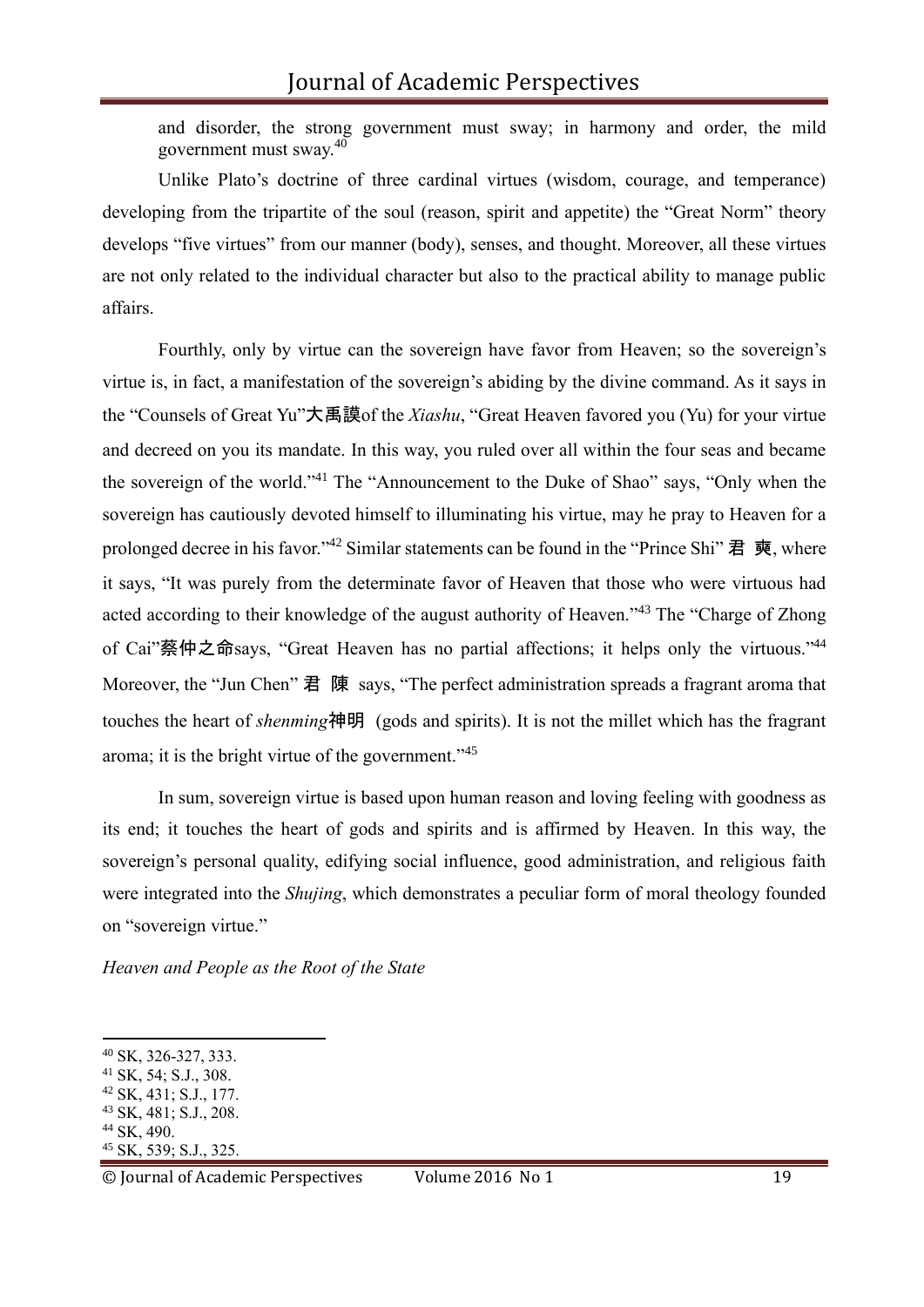and disorder, the strong government must sway; in harmony and order, the mild government must sway.[40]

Unlike Plato's doctrine of three cardinal virtues (wisdom, courage, and temperance) developing from the tripartite of the soul (reason, spirit and appetite) the "Great Norm" theory develops "five virtues" from our manner (body), senses, and thought. Moreover, all these virtues are not only related to the individual character but also to the practical ability to manage public affairs.

Fourthly, only by virtue can the sovereign have favor from Heaven; so the sovereign's virtue is, in fact, a manifestation of the sovereign's abiding by the divine command. As it says in the "Counsels of Great Yu"大禹謨of the *Xiashu*, "Great Heaven favored you (Yu) for your virtue and decreed on you its mandate. In this way, you ruled over all within the four seas and became the sovereign of the world."[41] The "Announcement to the Duke of Shao" says, "Only when the sovereign has cautiously devoted himself to illuminating his virtue, may he pray to Heaven for a prolonged decree in his favor."[42] Similar statements can be found in the "Prince Shi" 君 奭, where it says, "It was purely from the determinate favor of Heaven that those who were virtuous had acted according to their knowledge of the august authority of Heaven."[43] The "Charge of Zhong of Cai"蔡仲之命says, "Great Heaven has no partial affections; it helps only the virtuous."[44] Moreover, the "Jun Chen" 君 陳 says, "The perfect administration spreads a fragrant aroma that touches the heart of *shenming*神明 (gods and spirits). It is not the millet which has the fragrant aroma; it is the bright virtue of the government."[45]

In sum, sovereign virtue is based upon human reason and loving feeling with goodness as its end; it touches the heart of gods and spirits and is affirmed by Heaven. In this way, the sovereign's personal quality, edifying social influence, good administration, and religious faith were integrated into the *Shujing*, which demonstrates a peculiar form of moral theology founded on "sovereign virtue."

*Heaven and People as the Root of the State*

---

[40] SK, 326-327, 333.
[41] SK, 54; S.J., 308.
[42] SK, 431; S.J., 177.
[43] SK, 481; S.J., 208.
[44] SK, 490.
[45] SK, 539; S.J., 325.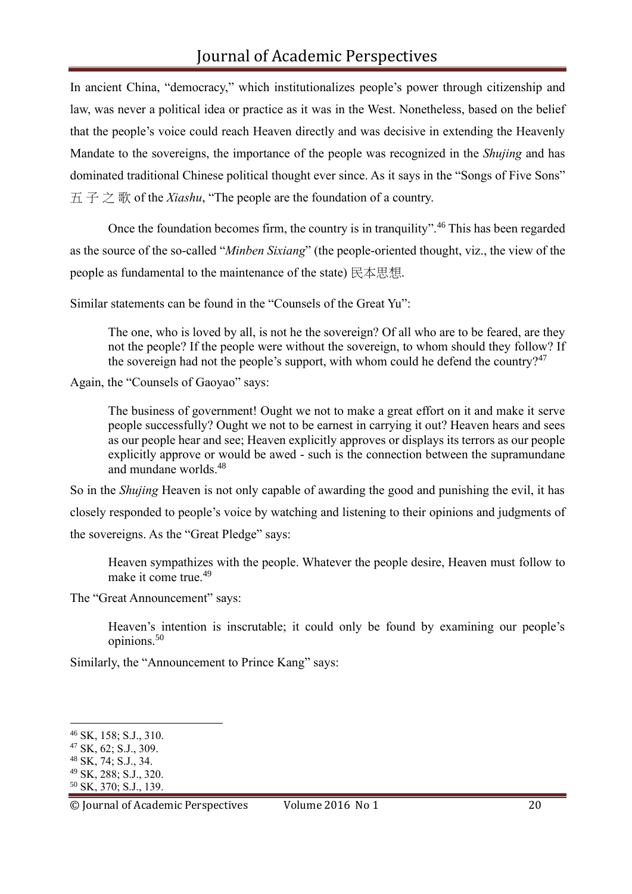In ancient China, "democracy," which institutionalizes people's power through citizenship and law, was never a political idea or practice as it was in the West. Nonetheless, based on the belief that the people's voice could reach Heaven directly and was decisive in extending the Heavenly Mandate to the sovereigns, the importance of the people was recognized in the *Shujing* and has dominated traditional Chinese political thought ever since. As it says in the "Songs of Five Sons" 五子之歌 of the *Xiashu*, "The people are the foundation of a country.

Once the foundation becomes firm, the country is in tranquility".[46] This has been regarded as the source of the so-called "*Minben Sixiang*" (the people-oriented thought, viz., the view of the people as fundamental to the maintenance of the state) 民本思想.

Similar statements can be found in the "Counsels of the Great Yu":

> The one, who is loved by all, is not he the sovereign? Of all who are to be feared, are they not the people? If the people were without the sovereign, to whom should they follow? If the sovereign had not the people's support, with whom could he defend the country?[47]

Again, the "Counsels of Gaoyao" says:

> The business of government! Ought we not to make a great effort on it and make it serve people successfully? Ought we not to be earnest in carrying it out? Heaven hears and sees as our people hear and see; Heaven explicitly approves or displays its terrors as our people explicitly approve or would be awed - such is the connection between the supramundane and mundane worlds.[48]

So in the *Shujing* Heaven is not only capable of awarding the good and punishing the evil, it has closely responded to people's voice by watching and listening to their opinions and judgments of the sovereigns. As the "Great Pledge" says:

> Heaven sympathizes with the people. Whatever the people desire, Heaven must follow to make it come true.[49]

The "Great Announcement" says:

> Heaven's intention is inscrutable; it could only be found by examining our people's opinions.[50]

Similarly, the "Announcement to Prince Kang" says:

---

[46] SK, 158; S.J., 310.
[47] SK, 62; S.J., 309.
[48] SK, 74; S.J., 34.
[49] SK, 288; S.J., 320.
[50] SK, 370; S.J., 139.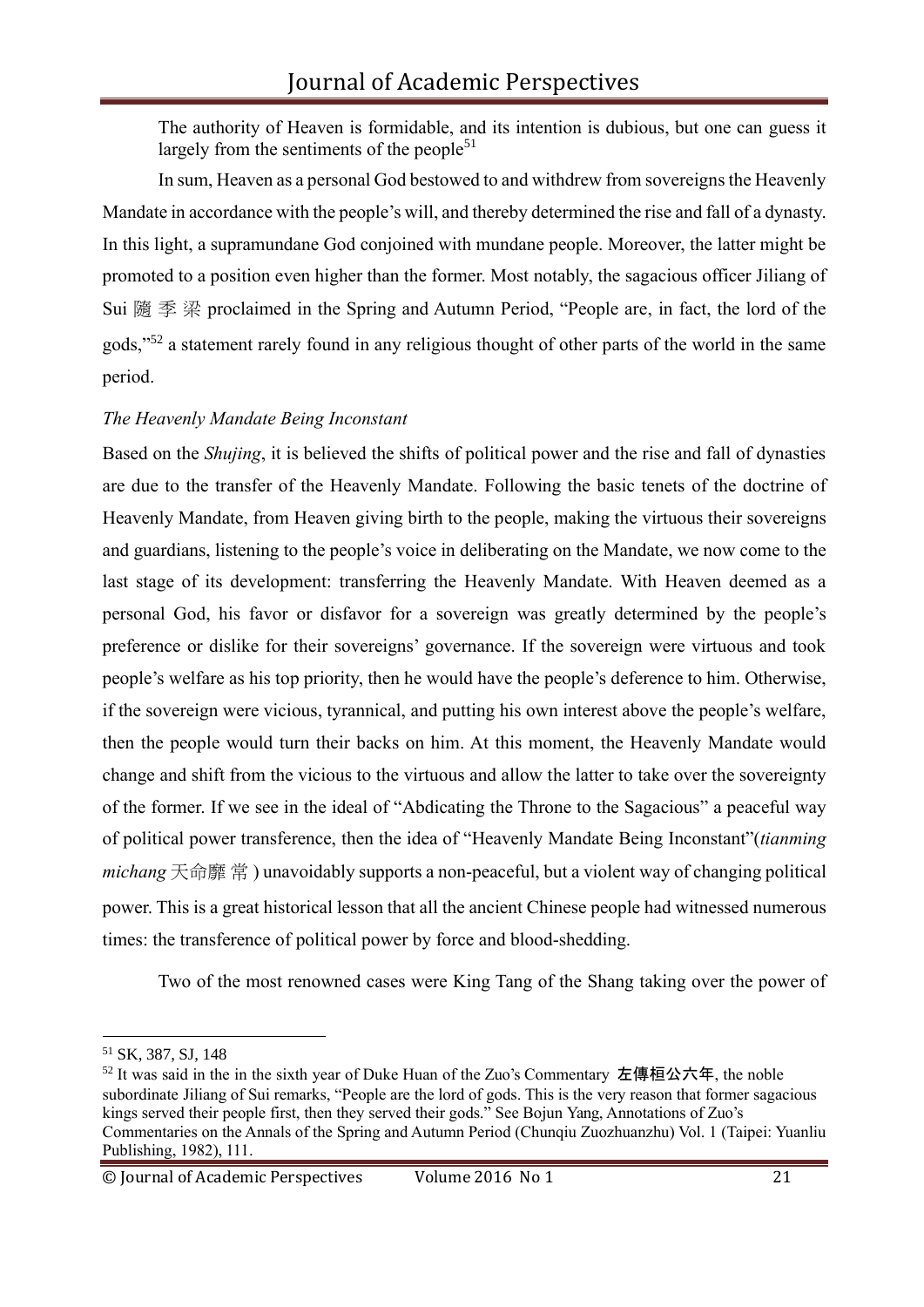The authority of Heaven is formidable, and its intention is dubious, but one can guess it largely from the sentiments of the people[51]

In sum, Heaven as a personal God bestowed to and withdrew from sovereigns the Heavenly Mandate in accordance with the people's will, and thereby determined the rise and fall of a dynasty. In this light, a supramundane God conjoined with mundane people. Moreover, the latter might be promoted to a position even higher than the former. Most notably, the sagacious officer Jiliang of Sui 隨季梁 proclaimed in the Spring and Autumn Period, "People are, in fact, the lord of the gods,"[52] a statement rarely found in any religious thought of other parts of the world in the same period.

*The Heavenly Mandate Being Inconstant*

Based on the *Shujing*, it is believed the shifts of political power and the rise and fall of dynasties are due to the transfer of the Heavenly Mandate. Following the basic tenets of the doctrine of Heavenly Mandate, from Heaven giving birth to the people, making the virtuous their sovereigns and guardians, listening to the people's voice in deliberating on the Mandate, we now come to the last stage of its development: transferring the Heavenly Mandate. With Heaven deemed as a personal God, his favor or disfavor for a sovereign was greatly determined by the people's preference or dislike for their sovereigns' governance. If the sovereign were virtuous and took people's welfare as his top priority, then he would have the people's deference to him. Otherwise, if the sovereign were vicious, tyrannical, and putting his own interest above the people's welfare, then the people would turn their backs on him. At this moment, the Heavenly Mandate would change and shift from the vicious to the virtuous and allow the latter to take over the sovereignty of the former. If we see in the ideal of "Abdicating the Throne to the Sagacious" a peaceful way of political power transference, then the idea of "Heavenly Mandate Being Inconstant"(*tianming michang* 天命靡常) unavoidably supports a non-peaceful, but a violent way of changing political power. This is a great historical lesson that all the ancient Chinese people had witnessed numerous times: the transference of political power by force and blood-shedding.

Two of the most renowned cases were King Tang of the Shang taking over the power of

---

[51] SK, 387, SJ, 148

[52] It was said in the in the sixth year of Duke Huan of the Zuo's Commentary **左傳桓公六年**, the noble subordinate Jiliang of Sui remarks, "People are the lord of gods. This is the very reason that former sagacious kings served their people first, then they served their gods." See Bojun Yang, Annotations of Zuo's Commentaries on the Annals of the Spring and Autumn Period (Chunqiu Zuozhuanzhu) Vol. 1 (Taipei: Yuanliu Publishing, 1982), 111.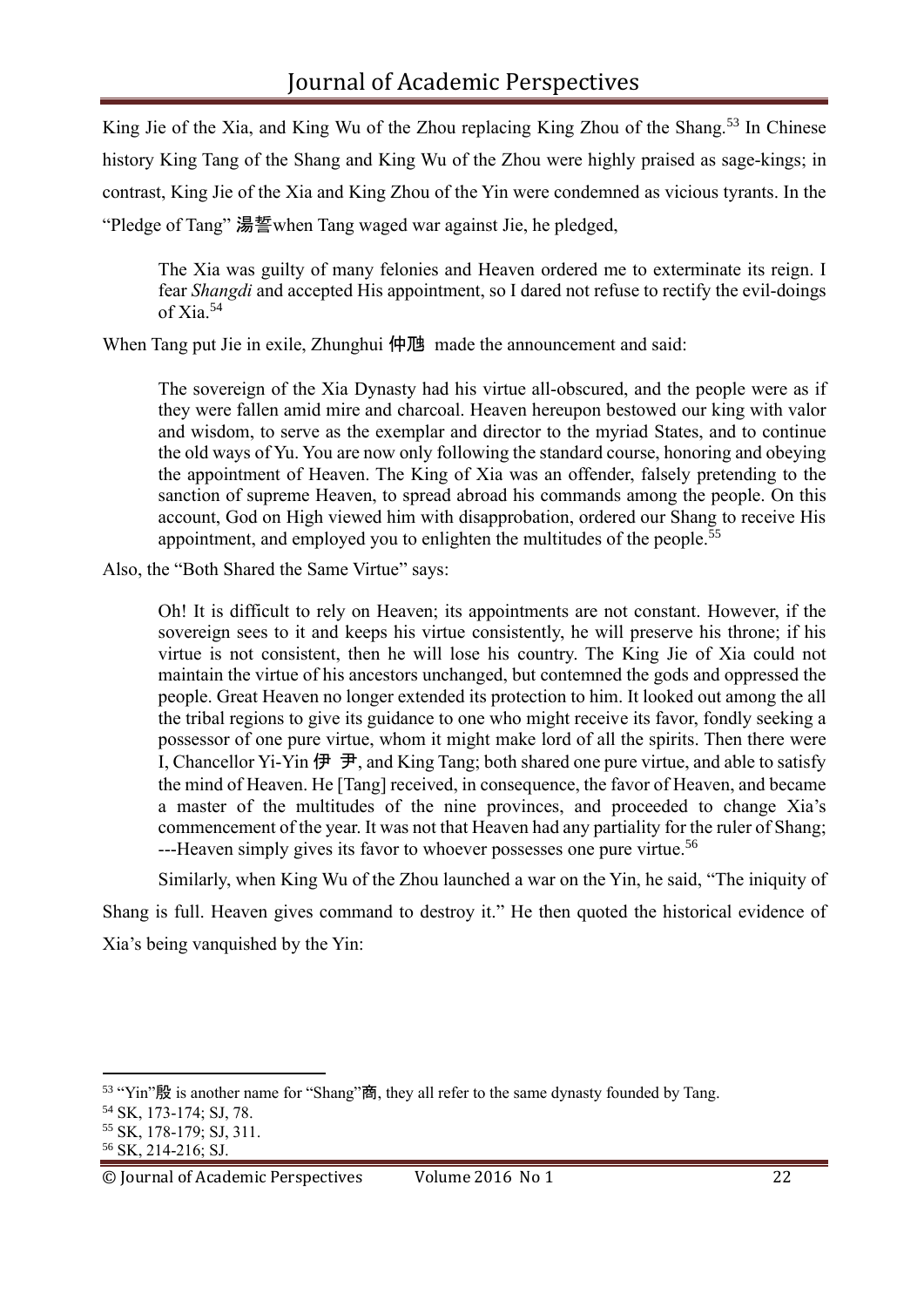King Jie of the Xia, and King Wu of the Zhou replacing King Zhou of the Shang.[53] In Chinese history King Tang of the Shang and King Wu of the Zhou were highly praised as sage-kings; in contrast, King Jie of the Xia and King Zhou of the Yin were condemned as vicious tyrants. In the "Pledge of Tang" 湯誓when Tang waged war against Jie, he pledged,

> The Xia was guilty of many felonies and Heaven ordered me to exterminate its reign. I fear *Shangdi* and accepted His appointment, so I dared not refuse to rectify the evil-doings of Xia.[54]

When Tang put Jie in exile, Zhunghui 仲虺 made the announcement and said:

> The sovereign of the Xia Dynasty had his virtue all-obscured, and the people were as if they were fallen amid mire and charcoal. Heaven hereupon bestowed our king with valor and wisdom, to serve as the exemplar and director to the myriad States, and to continue the old ways of Yu. You are now only following the standard course, honoring and obeying the appointment of Heaven. The King of Xia was an offender, falsely pretending to the sanction of supreme Heaven, to spread abroad his commands among the people. On this account, God on High viewed him with disapprobation, ordered our Shang to receive His appointment, and employed you to enlighten the multitudes of the people.[55]

Also, the "Both Shared the Same Virtue" says:

> Oh! It is difficult to rely on Heaven; its appointments are not constant. However, if the sovereign sees to it and keeps his virtue consistently, he will preserve his throne; if his virtue is not consistent, then he will lose his country. The King Jie of Xia could not maintain the virtue of his ancestors unchanged, but contemned the gods and oppressed the people. Great Heaven no longer extended its protection to him. It looked out among the all the tribal regions to give its guidance to one who might receive its favor, fondly seeking a possessor of one pure virtue, whom it might make lord of all the spirits. Then there were I, Chancellor Yi-Yin 伊 尹, and King Tang; both shared one pure virtue, and able to satisfy the mind of Heaven. He [Tang] received, in consequence, the favor of Heaven, and became a master of the multitudes of the nine provinces, and proceeded to change Xia's commencement of the year. It was not that Heaven had any partiality for the ruler of Shang; ---Heaven simply gives its favor to whoever possesses one pure virtue.[56]

Similarly, when King Wu of the Zhou launched a war on the Yin, he said, "The iniquity of Shang is full. Heaven gives command to destroy it." He then quoted the historical evidence of Xia's being vanquished by the Yin:

---

[53] "Yin"殷 is another name for "Shang"商, they all refer to the same dynasty founded by Tang.

[54] SK, 173-174; SJ, 78.

[55] SK, 178-179; SJ, 311.

[56] SK, 214-216; SJ.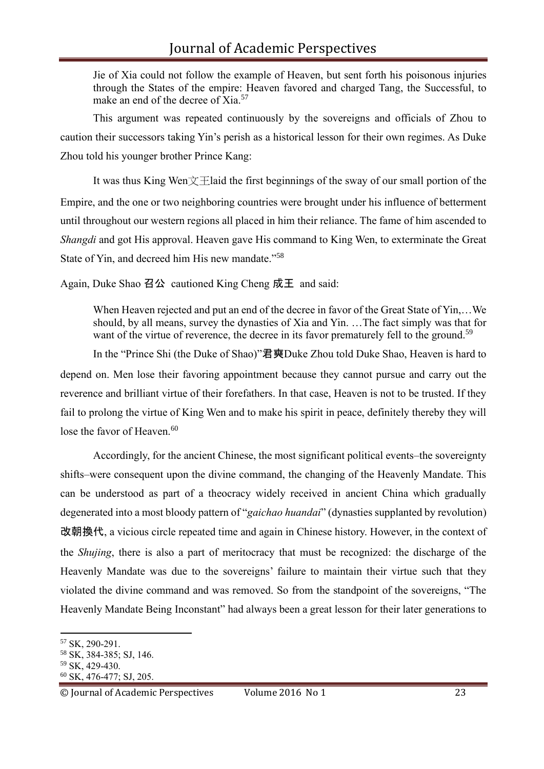> Jie of Xia could not follow the example of Heaven, but sent forth his poisonous injuries through the States of the empire: Heaven favored and charged Tang, the Successful, to make an end of the decree of Xia.[57]

This argument was repeated continuously by the sovereigns and officials of Zhou to caution their successors taking Yin's perish as a historical lesson for their own regimes. As Duke Zhou told his younger brother Prince Kang:

It was thus King Wen文王laid the first beginnings of the sway of our small portion of the Empire, and the one or two neighboring countries were brought under his influence of betterment until throughout our western regions all placed in him their reliance. The fame of him ascended to *Shangdi* and got His approval. Heaven gave His command to King Wen, to exterminate the Great State of Yin, and decreed him His new mandate."[58]

Again, Duke Shao 召公 cautioned King Cheng 成王 and said:

> When Heaven rejected and put an end of the decree in favor of the Great State of Yin,…We should, by all means, survey the dynasties of Xia and Yin. …The fact simply was that for want of the virtue of reverence, the decree in its favor prematurely fell to the ground.[59]

In the "Prince Shi (the Duke of Shao)"君奭Duke Zhou told Duke Shao, Heaven is hard to depend on. Men lose their favoring appointment because they cannot pursue and carry out the reverence and brilliant virtue of their forefathers. In that case, Heaven is not to be trusted. If they fail to prolong the virtue of King Wen and to make his spirit in peace, definitely thereby they will lose the favor of Heaven.[60]

Accordingly, for the ancient Chinese, the most significant political events–the sovereignty shifts–were consequent upon the divine command, the changing of the Heavenly Mandate. This can be understood as part of a theocracy widely received in ancient China which gradually degenerated into a most bloody pattern of "*gaichao huandai*" (dynasties supplanted by revolution) 改朝换代, a vicious circle repeated time and again in Chinese history. However, in the context of the *Shujing*, there is also a part of meritocracy that must be recognized: the discharge of the Heavenly Mandate was due to the sovereigns' failure to maintain their virtue such that they violated the divine command and was removed. So from the standpoint of the sovereigns, "The Heavenly Mandate Being Inconstant" had always been a great lesson for their later generations to

---

[57] SK, 290-291.
[58] SK, 384-385; SJ, 146.
[59] SK, 429-430.
[60] SK, 476-477; SJ, 205.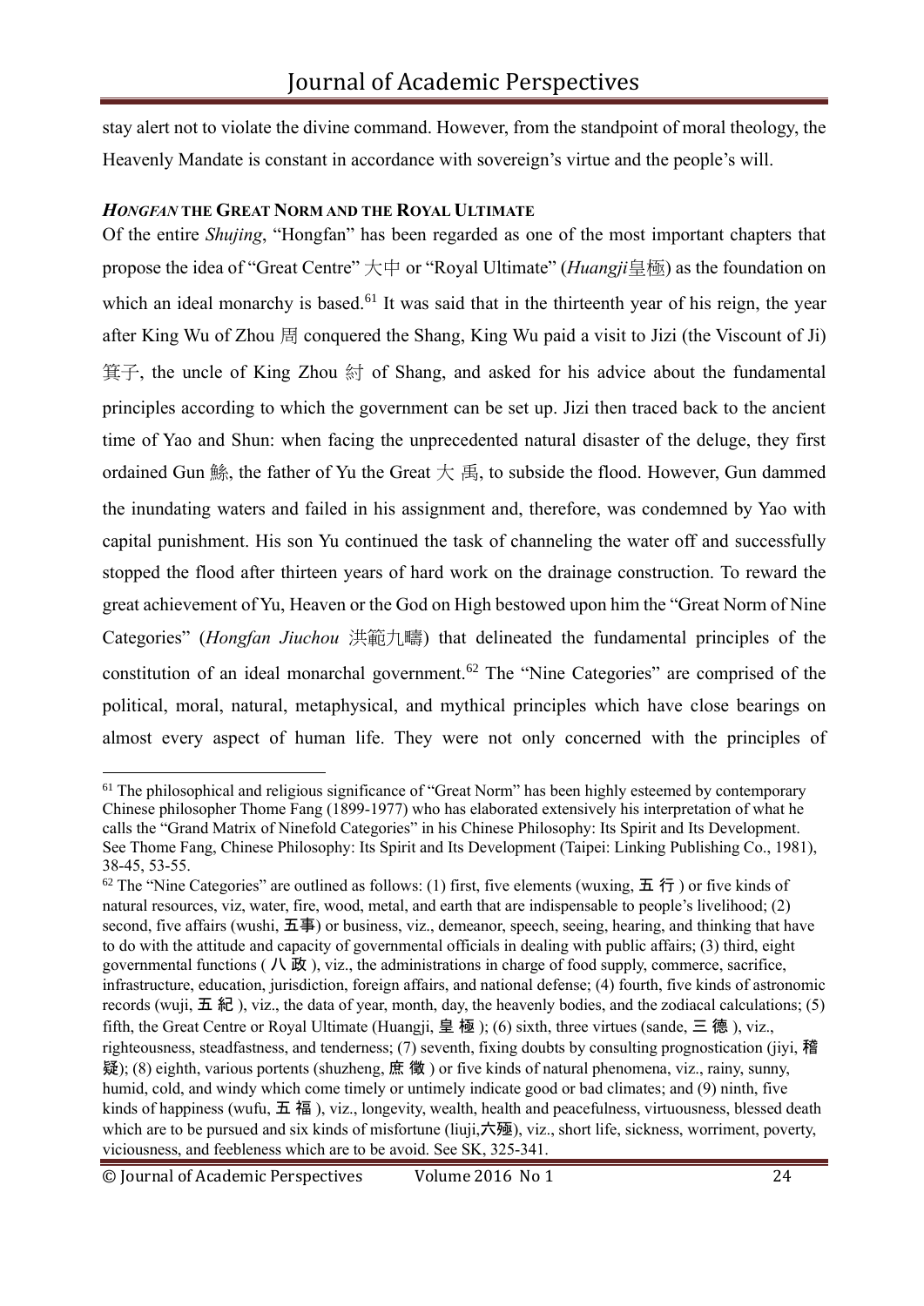stay alert not to violate the divine command. However, from the standpoint of moral theology, the Heavenly Mandate is constant in accordance with sovereign's virtue and the people's will.

### *HONGFAN* THE GREAT NORM AND THE ROYAL ULTIMATE

Of the entire *Shujing*, "Hongfan" has been regarded as one of the most important chapters that propose the idea of "Great Centre" 大中 or "Royal Ultimate" (*Huangji*皇極) as the foundation on which an ideal monarchy is based.[61] It was said that in the thirteenth year of his reign, the year after King Wu of Zhou 周 conquered the Shang, King Wu paid a visit to Jizi (the Viscount of Ji) 箕子, the uncle of King Zhou 紂 of Shang, and asked for his advice about the fundamental principles according to which the government can be set up. Jizi then traced back to the ancient time of Yao and Shun: when facing the unprecedented natural disaster of the deluge, they first ordained Gun 鯀, the father of Yu the Great 大禹, to subside the flood. However, Gun dammed the inundating waters and failed in his assignment and, therefore, was condemned by Yao with capital punishment. His son Yu continued the task of channeling the water off and successfully stopped the flood after thirteen years of hard work on the drainage construction. To reward the great achievement of Yu, Heaven or the God on High bestowed upon him the "Great Norm of Nine Categories" (*Hongfan Jiuchou* 洪範九疇) that delineated the fundamental principles of the constitution of an ideal monarchal government.[62] The "Nine Categories" are comprised of the political, moral, natural, metaphysical, and mythical principles which have close bearings on almost every aspect of human life. They were not only concerned with the principles of

---

[61] The philosophical and religious significance of "Great Norm" has been highly esteemed by contemporary Chinese philosopher Thome Fang (1899-1977) who has elaborated extensively his interpretation of what he calls the "Grand Matrix of Ninefold Categories" in his Chinese Philosophy: Its Spirit and Its Development. See Thome Fang, Chinese Philosophy: Its Spirit and Its Development (Taipei: Linking Publishing Co., 1981), 38-45, 53-55.

[62] The "Nine Categories" are outlined as follows: (1) first, five elements (wuxing, 五行) or five kinds of natural resources, viz, water, fire, wood, metal, and earth that are indispensable to people's livelihood; (2) second, five affairs (wushi, 五事) or business, viz., demeanor, speech, seeing, hearing, and thinking that have to do with the attitude and capacity of governmental officials in dealing with public affairs; (3) third, eight governmental functions (八政), viz., the administrations in charge of food supply, commerce, sacrifice, infrastructure, education, jurisdiction, foreign affairs, and national defense; (4) fourth, five kinds of astronomic records (wuji, 五紀), viz., the data of year, month, day, the heavenly bodies, and the zodiacal calculations; (5) fifth, the Great Centre or Royal Ultimate (Huangji, 皇極); (6) sixth, three virtues (sande, 三德), viz., righteousness, steadfastness, and tenderness; (7) seventh, fixing doubts by consulting prognostication (jiyi, 稽疑); (8) eighth, various portents (shuzheng, 庶徵) or five kinds of natural phenomena, viz., rainy, sunny, humid, cold, and windy which come timely or untimely indicate good or bad climates; and (9) ninth, five kinds of happiness (wufu, 五福), viz., longevity, wealth, health and peacefulness, virtuousness, blessed death which are to be pursued and six kinds of misfortune (liuji,六殛), viz., short life, sickness, worriment, poverty, viciousness, and feebleness which are to be avoid. See SK, 325-341.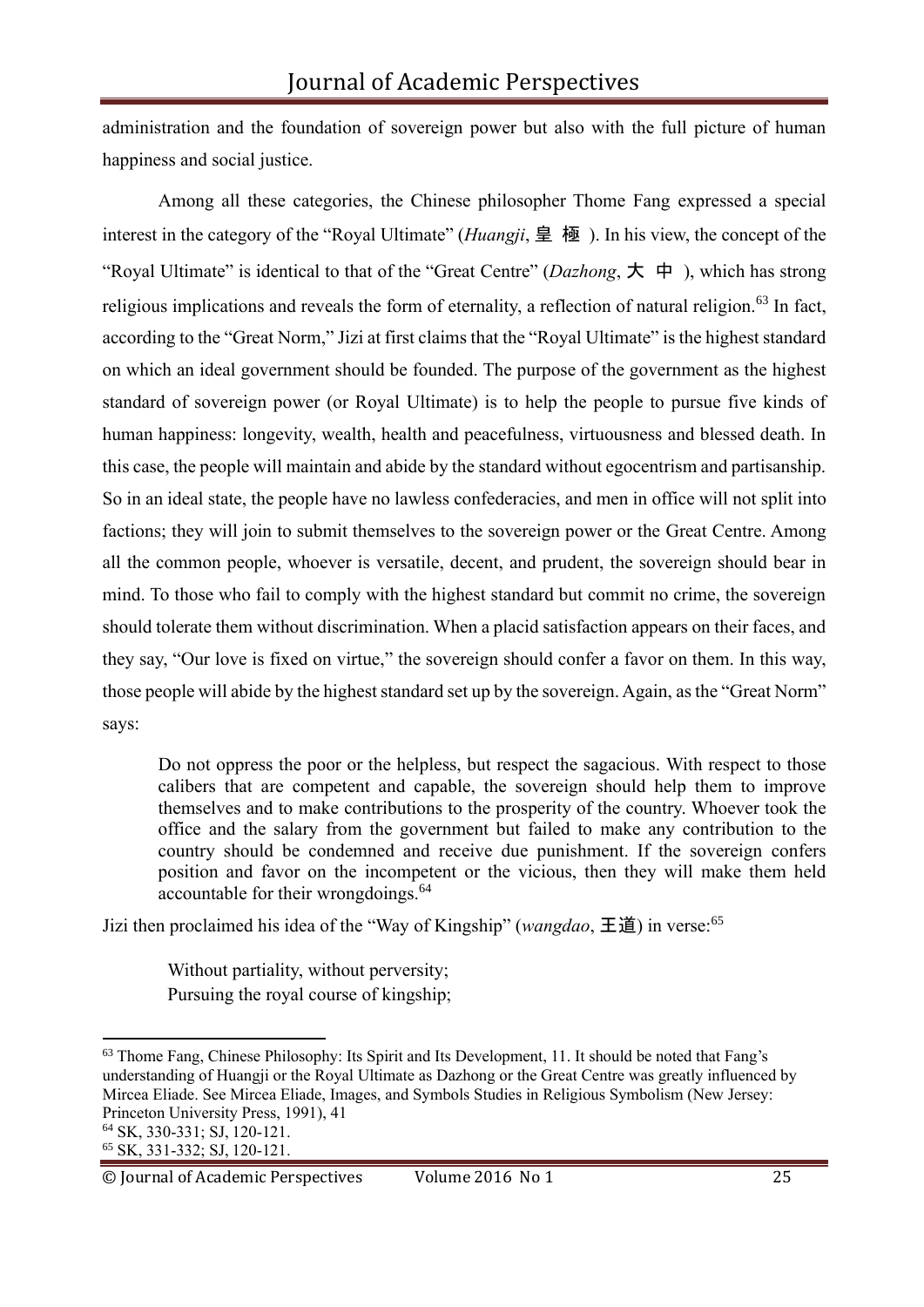administration and the foundation of sovereign power but also with the full picture of human happiness and social justice.

Among all these categories, the Chinese philosopher Thome Fang expressed a special interest in the category of the "Royal Ultimate" (*Huangji*, 皇 極 ). In his view, the concept of the "Royal Ultimate" is identical to that of the "Great Centre" (*Dazhong*, 大 中 ), which has strong religious implications and reveals the form of eternality, a reflection of natural religion.[63] In fact, according to the "Great Norm," Jizi at first claims that the "Royal Ultimate" is the highest standard on which an ideal government should be founded. The purpose of the government as the highest standard of sovereign power (or Royal Ultimate) is to help the people to pursue five kinds of human happiness: longevity, wealth, health and peacefulness, virtuousness and blessed death. In this case, the people will maintain and abide by the standard without egocentrism and partisanship. So in an ideal state, the people have no lawless confederacies, and men in office will not split into factions; they will join to submit themselves to the sovereign power or the Great Centre. Among all the common people, whoever is versatile, decent, and prudent, the sovereign should bear in mind. To those who fail to comply with the highest standard but commit no crime, the sovereign should tolerate them without discrimination. When a placid satisfaction appears on their faces, and they say, "Our love is fixed on virtue," the sovereign should confer a favor on them. In this way, those people will abide by the highest standard set up by the sovereign. Again, as the "Great Norm" says:

> Do not oppress the poor or the helpless, but respect the sagacious. With respect to those calibers that are competent and capable, the sovereign should help them to improve themselves and to make contributions to the prosperity of the country. Whoever took the office and the salary from the government but failed to make any contribution to the country should be condemned and receive due punishment. If the sovereign confers position and favor on the incompetent or the vicious, then they will make them held accountable for their wrongdoings.[64]

Jizi then proclaimed his idea of the "Way of Kingship" (*wangdao*, 王道) in verse:[65]

> Without partiality, without perversity;
> Pursuing the royal course of kingship;

---

[63] Thome Fang, Chinese Philosophy: Its Spirit and Its Development, 11. It should be noted that Fang's understanding of Huangji or the Royal Ultimate as Dazhong or the Great Centre was greatly influenced by Mircea Eliade. See Mircea Eliade, Images, and Symbols Studies in Religious Symbolism (New Jersey: Princeton University Press, 1991), 41

[64] SK, 330-331; SJ, 120-121.

[65] SK, 331-332; SJ, 120-121.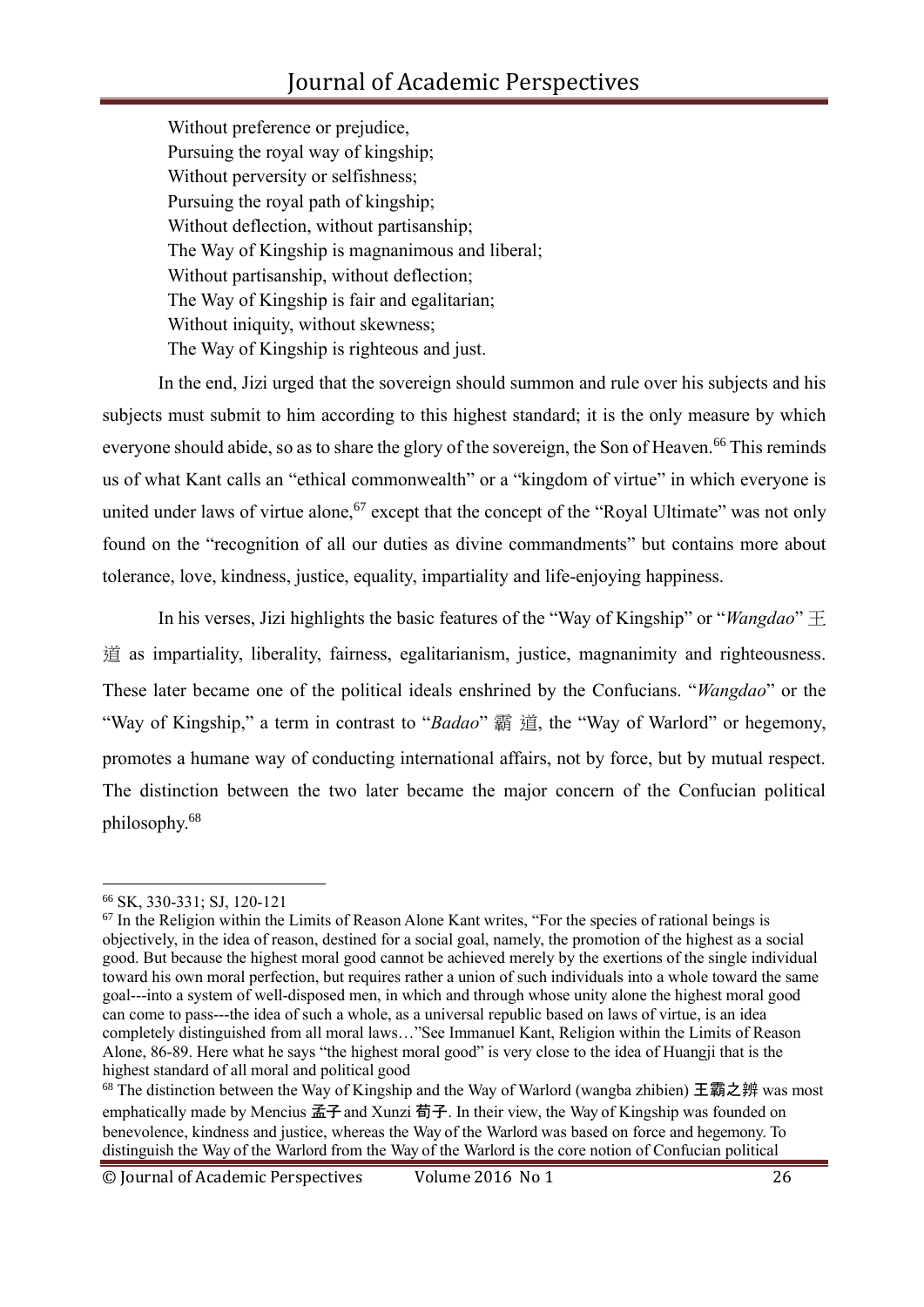> Without preference or prejudice,
> Pursuing the royal way of kingship;
> Without perversity or selfishness;
> Pursuing the royal path of kingship;
> Without deflection, without partisanship;
> The Way of Kingship is magnanimous and liberal;
> Without partisanship, without deflection;
> The Way of Kingship is fair and egalitarian;
> Without iniquity, without skewness;
> The Way of Kingship is righteous and just.

In the end, Jizi urged that the sovereign should summon and rule over his subjects and his subjects must submit to him according to this highest standard; it is the only measure by which everyone should abide, so as to share the glory of the sovereign, the Son of Heaven.[66] This reminds us of what Kant calls an "ethical commonwealth" or a "kingdom of virtue" in which everyone is united under laws of virtue alone,[67] except that the concept of the "Royal Ultimate" was not only found on the "recognition of all our duties as divine commandments" but contains more about tolerance, love, kindness, justice, equality, impartiality and life-enjoying happiness.

In his verses, Jizi highlights the basic features of the "Way of Kingship" or "*Wangdao*" 王道 as impartiality, liberality, fairness, egalitarianism, justice, magnanimity and righteousness. These later became one of the political ideals enshrined by the Confucians. "*Wangdao*" or the "Way of Kingship," a term in contrast to "*Badao*" 霸 道, the "Way of Warlord" or hegemony, promotes a humane way of conducting international affairs, not by force, but by mutual respect. The distinction between the two later became the major concern of the Confucian political philosophy.[68]

---

[66] SK, 330-331; SJ, 120-121

[67] In the Religion within the Limits of Reason Alone Kant writes, "For the species of rational beings is objectively, in the idea of reason, destined for a social goal, namely, the promotion of the highest as a social good. But because the highest moral good cannot be achieved merely by the exertions of the single individual toward his own moral perfection, but requires rather a union of such individuals into a whole toward the same goal---into a system of well-disposed men, in which and through whose unity alone the highest moral good can come to pass---the idea of such a whole, as a universal republic based on laws of virtue, is an idea completely distinguished from all moral laws…"See Immanuel Kant, Religion within the Limits of Reason Alone, 86-89. Here what he says "the highest moral good" is very close to the idea of Huangji that is the highest standard of all moral and political good

[68] The distinction between the Way of Kingship and the Way of Warlord (wangba zhibien) 王霸之辨 was most emphatically made by Mencius 孟子 and Xunzi 荀子. In their view, the Way of Kingship was founded on benevolence, kindness and justice, whereas the Way of the Warlord was based on force and hegemony. To distinguish the Way of the Warlord from the Way of the Warlord is the core notion of Confucian political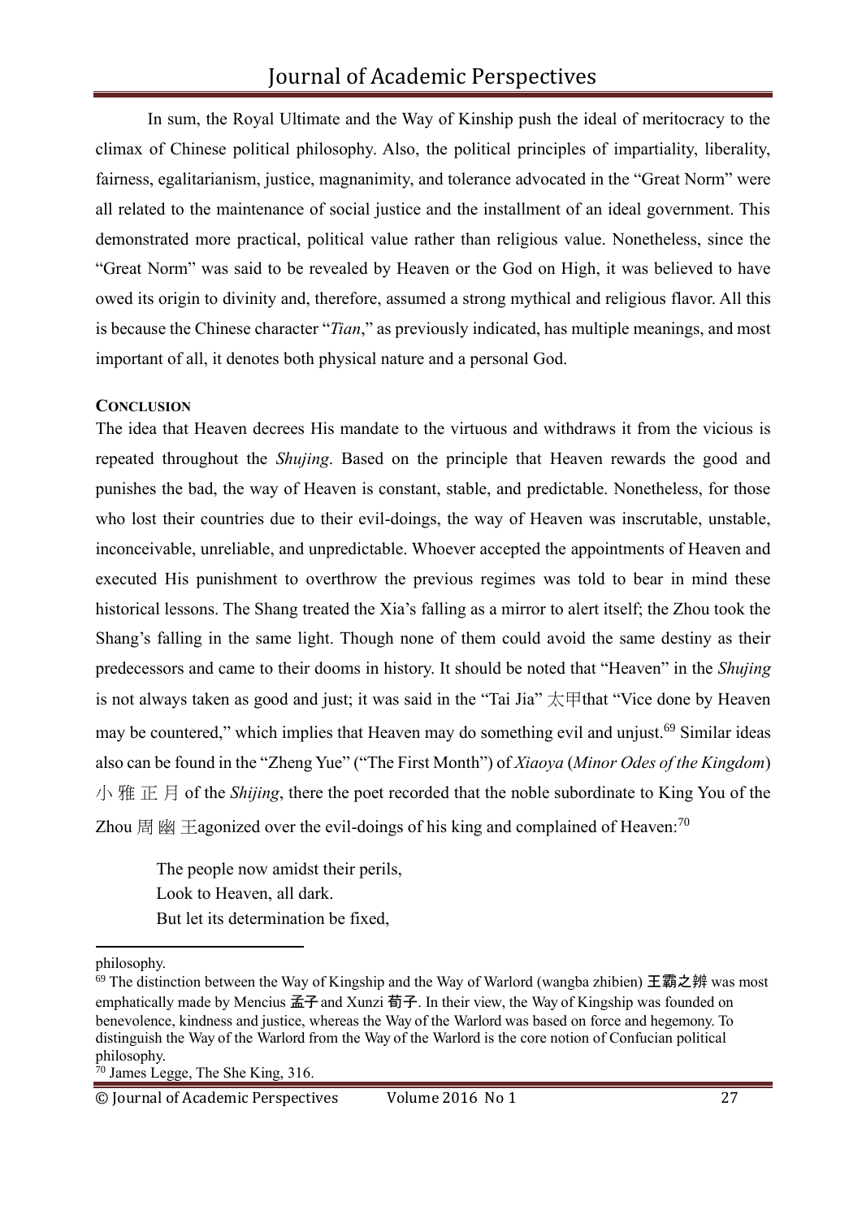In sum, the Royal Ultimate and the Way of Kinship push the ideal of meritocracy to the climax of Chinese political philosophy. Also, the political principles of impartiality, liberality, fairness, egalitarianism, justice, magnanimity, and tolerance advocated in the "Great Norm" were all related to the maintenance of social justice and the installment of an ideal government. This demonstrated more practical, political value rather than religious value. Nonetheless, since the "Great Norm" was said to be revealed by Heaven or the God on High, it was believed to have owed its origin to divinity and, therefore, assumed a strong mythical and religious flavor. All this is because the Chinese character "*Tian*," as previously indicated, has multiple meanings, and most important of all, it denotes both physical nature and a personal God.

**CONCLUSION**

The idea that Heaven decrees His mandate to the virtuous and withdraws it from the vicious is repeated throughout the *Shujing*. Based on the principle that Heaven rewards the good and punishes the bad, the way of Heaven is constant, stable, and predictable. Nonetheless, for those who lost their countries due to their evil-doings, the way of Heaven was inscrutable, unstable, inconceivable, unreliable, and unpredictable. Whoever accepted the appointments of Heaven and executed His punishment to overthrow the previous regimes was told to bear in mind these historical lessons. The Shang treated the Xia's falling as a mirror to alert itself; the Zhou took the Shang's falling in the same light. Though none of them could avoid the same destiny as their predecessors and came to their dooms in history. It should be noted that "Heaven" in the *Shujing* is not always taken as good and just; it was said in the "Tai Jia" 太甲that "Vice done by Heaven may be countered," which implies that Heaven may do something evil and unjust.[69] Similar ideas also can be found in the "Zheng Yue" ("The First Month") of *Xiaoya* (*Minor Odes of the Kingdom*) 小 雅 正 月 of the *Shijing*, there the poet recorded that the noble subordinate to King You of the Zhou 周 幽 王agonized over the evil-doings of his king and complained of Heaven:[70]

> The people now amidst their perils,
> Look to Heaven, all dark.
> But let its determination be fixed,

---

philosophy.

[69] The distinction between the Way of Kingship and the Way of Warlord (wangba zhibien) 王霸之辨 was most emphatically made by Mencius 孟子 and Xunzi 荀子. In their view, the Way of Kingship was founded on benevolence, kindness and justice, whereas the Way of the Warlord was based on force and hegemony. To distinguish the Way of the Warlord from the Way of the Warlord is the core notion of Confucian political philosophy.

[70] James Legge, The She King, 316.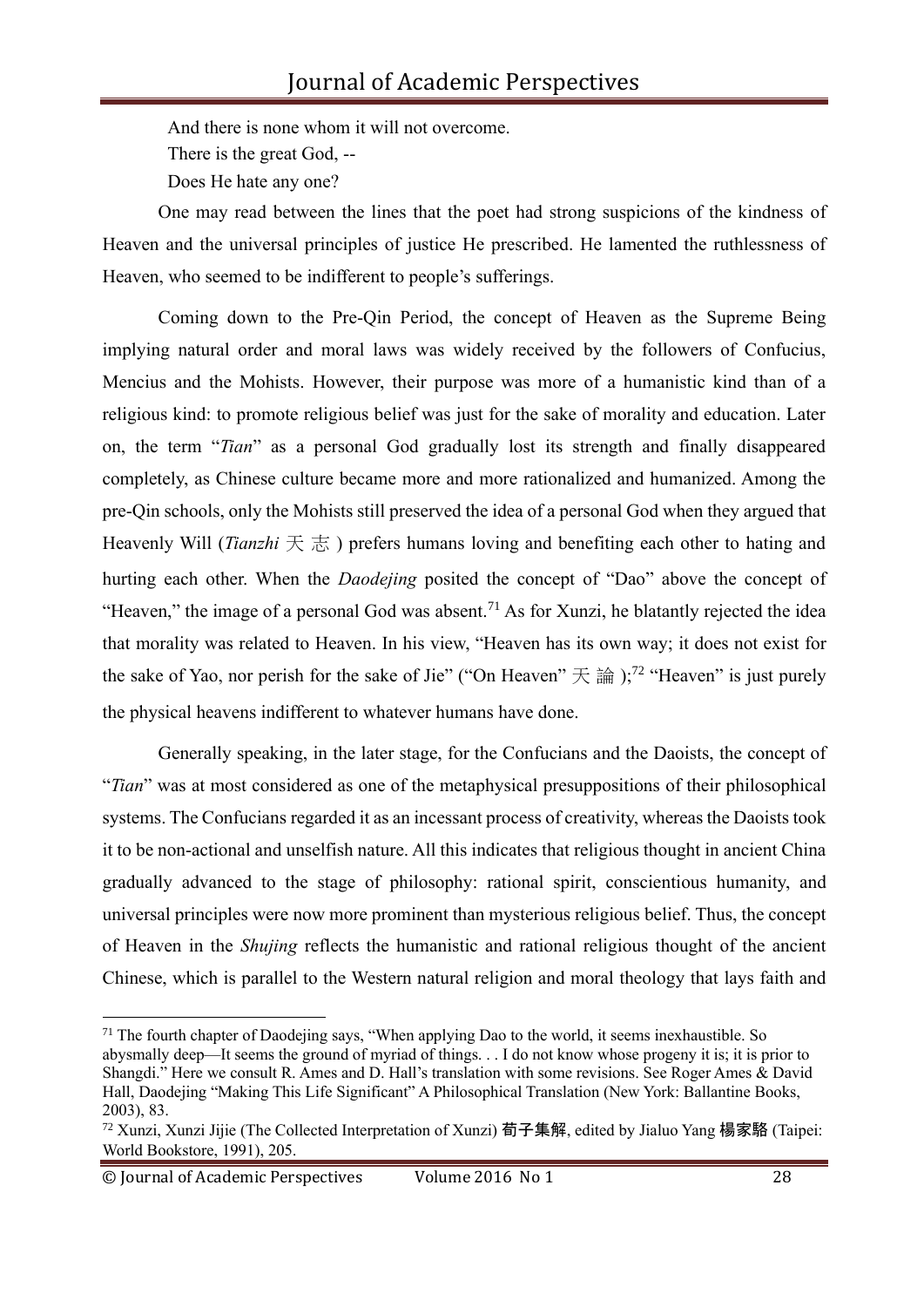And there is none whom it will not overcome.  
There is the great God, --  
Does He hate any one?

One may read between the lines that the poet had strong suspicions of the kindness of Heaven and the universal principles of justice He prescribed. He lamented the ruthlessness of Heaven, who seemed to be indifferent to people's sufferings.

Coming down to the Pre-Qin Period, the concept of Heaven as the Supreme Being implying natural order and moral laws was widely received by the followers of Confucius, Mencius and the Mohists. However, their purpose was more of a humanistic kind than of a religious kind: to promote religious belief was just for the sake of morality and education. Later on, the term "*Tian*" as a personal God gradually lost its strength and finally disappeared completely, as Chinese culture became more and more rationalized and humanized. Among the pre-Qin schools, only the Mohists still preserved the idea of a personal God when they argued that Heavenly Will (*Tianzhi* 天志) prefers humans loving and benefiting each other to hating and hurting each other. When the *Daodejing* posited the concept of "Dao" above the concept of "Heaven," the image of a personal God was absent.[71] As for Xunzi, he blatantly rejected the idea that morality was related to Heaven. In his view, "Heaven has its own way; it does not exist for the sake of Yao, nor perish for the sake of Jie" ("On Heaven" 天論);[72] "Heaven" is just purely the physical heavens indifferent to whatever humans have done.

Generally speaking, in the later stage, for the Confucians and the Daoists, the concept of "*Tian*" was at most considered as one of the metaphysical presuppositions of their philosophical systems. The Confucians regarded it as an incessant process of creativity, whereas the Daoists took it to be non-actional and unselfish nature. All this indicates that religious thought in ancient China gradually advanced to the stage of philosophy: rational spirit, conscientious humanity, and universal principles were now more prominent than mysterious religious belief. Thus, the concept of Heaven in the *Shujing* reflects the humanistic and rational religious thought of the ancient Chinese, which is parallel to the Western natural religion and moral theology that lays faith and

---

[71] The fourth chapter of Daodejing says, "When applying Dao to the world, it seems inexhaustible. So abysmally deep—It seems the ground of myriad of things. . . I do not know whose progeny it is; it is prior to Shangdi." Here we consult R. Ames and D. Hall's translation with some revisions. See Roger Ames & David Hall, Daodejing "Making This Life Significant" A Philosophical Translation (New York: Ballantine Books, 2003), 83.

[72] Xunzi, Xunzi Jijie (The Collected Interpretation of Xunzi) **荀子集解**, edited by Jialuo Yang **楊家駱** (Taipei: World Bookstore, 1991), 205.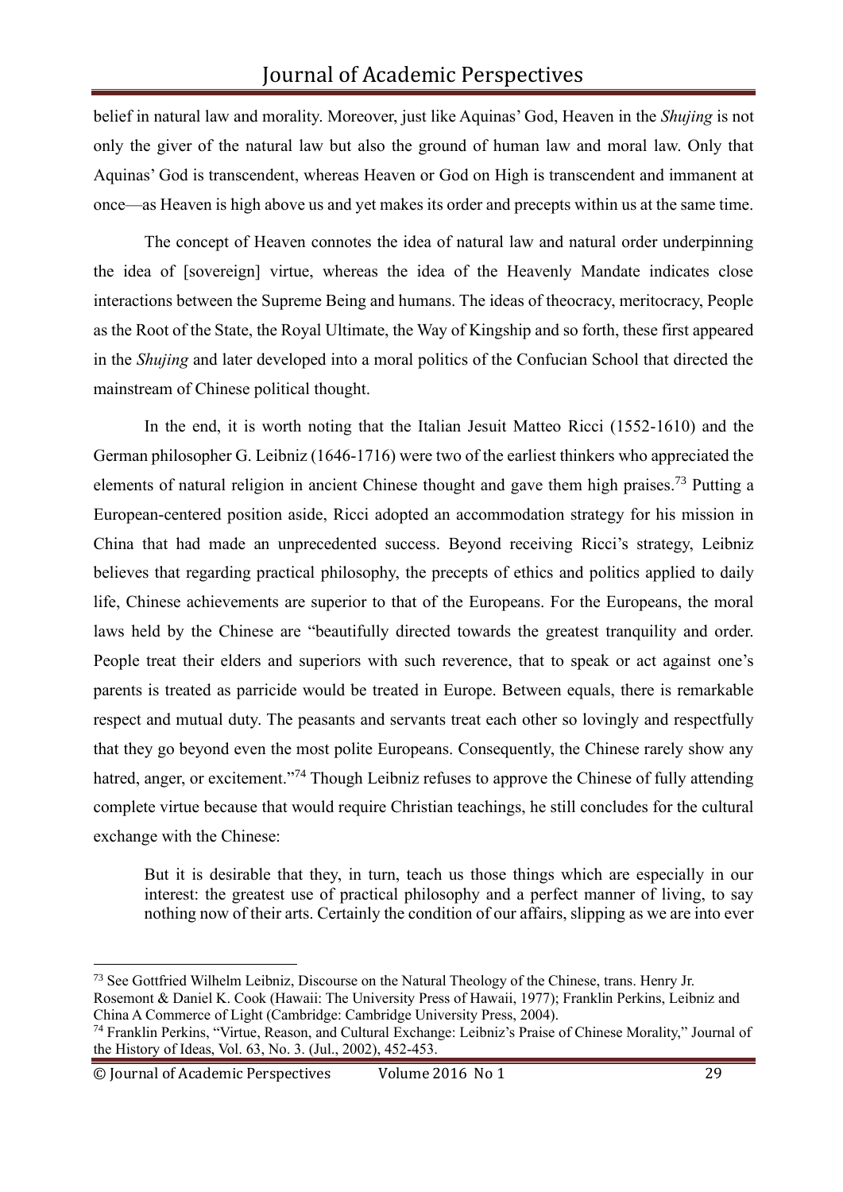belief in natural law and morality. Moreover, just like Aquinas' God, Heaven in the *Shujing* is not only the giver of the natural law but also the ground of human law and moral law. Only that Aquinas' God is transcendent, whereas Heaven or God on High is transcendent and immanent at once—as Heaven is high above us and yet makes its order and precepts within us at the same time.

The concept of Heaven connotes the idea of natural law and natural order underpinning the idea of [sovereign] virtue, whereas the idea of the Heavenly Mandate indicates close interactions between the Supreme Being and humans. The ideas of theocracy, meritocracy, People as the Root of the State, the Royal Ultimate, the Way of Kingship and so forth, these first appeared in the *Shujing* and later developed into a moral politics of the Confucian School that directed the mainstream of Chinese political thought.

In the end, it is worth noting that the Italian Jesuit Matteo Ricci (1552-1610) and the German philosopher G. Leibniz (1646-1716) were two of the earliest thinkers who appreciated the elements of natural religion in ancient Chinese thought and gave them high praises.[73] Putting a European-centered position aside, Ricci adopted an accommodation strategy for his mission in China that had made an unprecedented success. Beyond receiving Ricci's strategy, Leibniz believes that regarding practical philosophy, the precepts of ethics and politics applied to daily life, Chinese achievements are superior to that of the Europeans. For the Europeans, the moral laws held by the Chinese are "beautifully directed towards the greatest tranquility and order. People treat their elders and superiors with such reverence, that to speak or act against one's parents is treated as parricide would be treated in Europe. Between equals, there is remarkable respect and mutual duty. The peasants and servants treat each other so lovingly and respectfully that they go beyond even the most polite Europeans. Consequently, the Chinese rarely show any hatred, anger, or excitement."[74] Though Leibniz refuses to approve the Chinese of fully attending complete virtue because that would require Christian teachings, he still concludes for the cultural exchange with the Chinese:

> But it is desirable that they, in turn, teach us those things which are especially in our interest: the greatest use of practical philosophy and a perfect manner of living, to say nothing now of their arts. Certainly the condition of our affairs, slipping as we are into ever

---

[73] See Gottfried Wilhelm Leibniz, Discourse on the Natural Theology of the Chinese, trans. Henry Jr. Rosemont & Daniel K. Cook (Hawaii: The University Press of Hawaii, 1977); Franklin Perkins, Leibniz and China A Commerce of Light (Cambridge: Cambridge University Press, 2004).

[74] Franklin Perkins, "Virtue, Reason, and Cultural Exchange: Leibniz's Praise of Chinese Morality," Journal of the History of Ideas, Vol. 63, No. 3. (Jul., 2002), 452-453.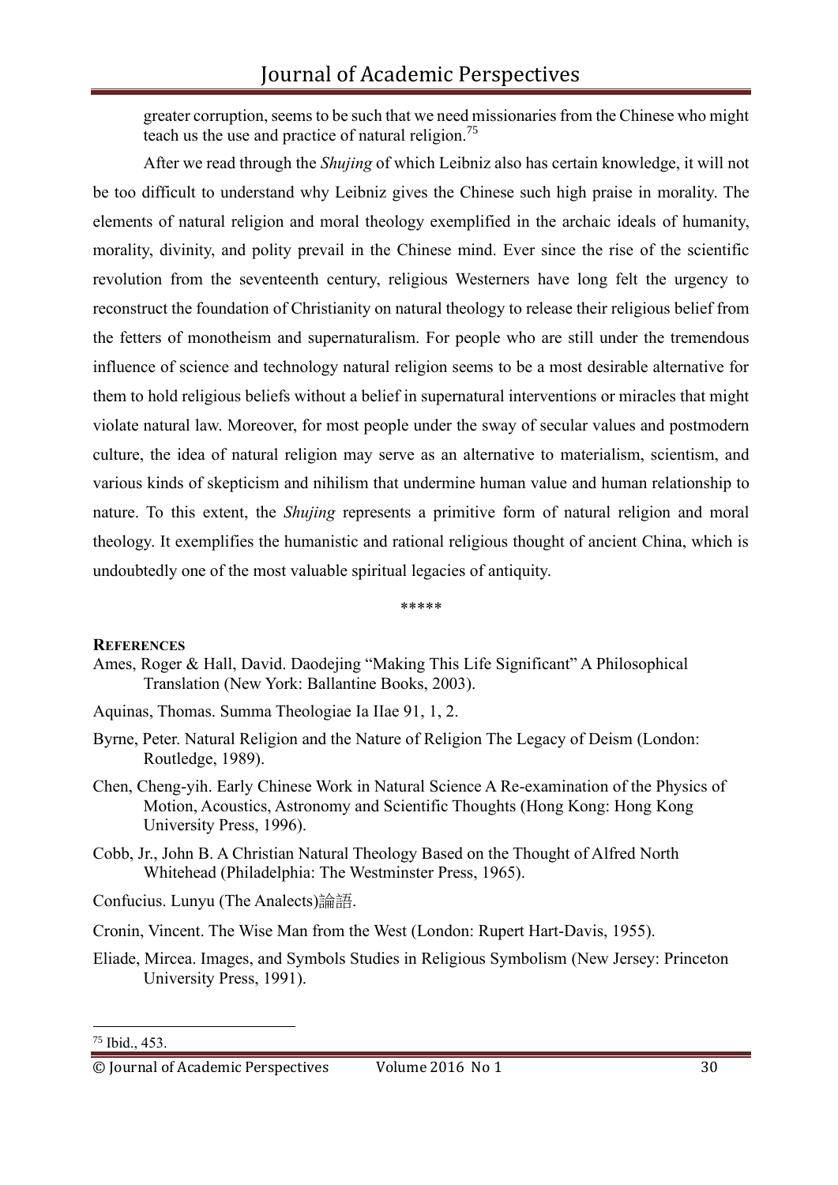greater corruption, seems to be such that we need missionaries from the Chinese who might teach us the use and practice of natural religion.[75]

After we read through the *Shujing* of which Leibniz also has certain knowledge, it will not be too difficult to understand why Leibniz gives the Chinese such high praise in morality. The elements of natural religion and moral theology exemplified in the archaic ideals of humanity, morality, divinity, and polity prevail in the Chinese mind. Ever since the rise of the scientific revolution from the seventeenth century, religious Westerners have long felt the urgency to reconstruct the foundation of Christianity on natural theology to release their religious belief from the fetters of monotheism and supernaturalism. For people who are still under the tremendous influence of science and technology natural religion seems to be a most desirable alternative for them to hold religious beliefs without a belief in supernatural interventions or miracles that might violate natural law. Moreover, for most people under the sway of secular values and postmodern culture, the idea of natural religion may serve as an alternative to materialism, scientism, and various kinds of skepticism and nihilism that undermine human value and human relationship to nature. To this extent, the *Shujing* represents a primitive form of natural religion and moral theology. It exemplifies the humanistic and rational religious thought of ancient China, which is undoubtedly one of the most valuable spiritual legacies of antiquity.

*****

**REFERENCES**

Ames, Roger & Hall, David. Daodejing "Making This Life Significant" A Philosophical Translation (New York: Ballantine Books, 2003).

Aquinas, Thomas. Summa Theologiae Ia IIae 91, 1, 2.

Byrne, Peter. Natural Religion and the Nature of Religion The Legacy of Deism (London: Routledge, 1989).

Chen, Cheng-yih. Early Chinese Work in Natural Science A Re-examination of the Physics of Motion, Acoustics, Astronomy and Scientific Thoughts (Hong Kong: Hong Kong University Press, 1996).

Cobb, Jr., John B. A Christian Natural Theology Based on the Thought of Alfred North Whitehead (Philadelphia: The Westminster Press, 1965).

Confucius. Lunyu (The Analects)論語.

Cronin, Vincent. The Wise Man from the West (London: Rupert Hart-Davis, 1955).

Eliade, Mircea. Images, and Symbols Studies in Religious Symbolism (New Jersey: Princeton University Press, 1991).

[75] Ibid., 453.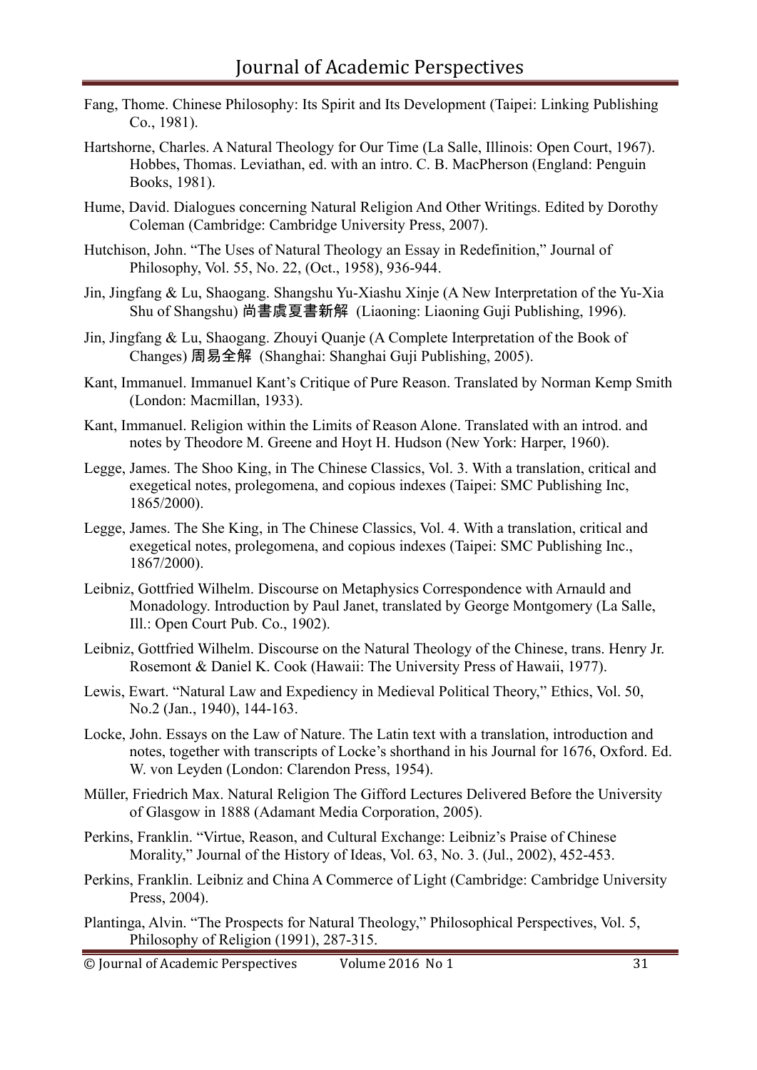Fang, Thome. Chinese Philosophy: Its Spirit and Its Development (Taipei: Linking Publishing Co., 1981).

Hartshorne, Charles. A Natural Theology for Our Time (La Salle, Illinois: Open Court, 1967). Hobbes, Thomas. Leviathan, ed. with an intro. C. B. MacPherson (England: Penguin Books, 1981).

Hume, David. Dialogues concerning Natural Religion And Other Writings. Edited by Dorothy Coleman (Cambridge: Cambridge University Press, 2007).

Hutchison, John. "The Uses of Natural Theology an Essay in Redefinition," Journal of Philosophy, Vol. 55, No. 22, (Oct., 1958), 936-944.

Jin, Jingfang & Lu, Shaogang. Shangshu Yu-Xiashu Xinje (A New Interpretation of the Yu-Xia Shu of Shangshu) 尚書虞夏書新解 (Liaoning: Liaoning Guji Publishing, 1996).

Jin, Jingfang & Lu, Shaogang. Zhouyi Quanje (A Complete Interpretation of the Book of Changes) 周易全解 (Shanghai: Shanghai Guji Publishing, 2005).

Kant, Immanuel. Immanuel Kant's Critique of Pure Reason. Translated by Norman Kemp Smith (London: Macmillan, 1933).

Kant, Immanuel. Religion within the Limits of Reason Alone. Translated with an introd. and notes by Theodore M. Greene and Hoyt H. Hudson (New York: Harper, 1960).

Legge, James. The Shoo King, in The Chinese Classics, Vol. 3. With a translation, critical and exegetical notes, prolegomena, and copious indexes (Taipei: SMC Publishing Inc, 1865/2000).

Legge, James. The She King, in The Chinese Classics, Vol. 4. With a translation, critical and exegetical notes, prolegomena, and copious indexes (Taipei: SMC Publishing Inc., 1867/2000).

Leibniz, Gottfried Wilhelm. Discourse on Metaphysics Correspondence with Arnauld and Monadology. Introduction by Paul Janet, translated by George Montgomery (La Salle, Ill.: Open Court Pub. Co., 1902).

Leibniz, Gottfried Wilhelm. Discourse on the Natural Theology of the Chinese, trans. Henry Jr. Rosemont & Daniel K. Cook (Hawaii: The University Press of Hawaii, 1977).

Lewis, Ewart. "Natural Law and Expediency in Medieval Political Theory," Ethics, Vol. 50, No.2 (Jan., 1940), 144-163.

Locke, John. Essays on the Law of Nature. The Latin text with a translation, introduction and notes, together with transcripts of Locke's shorthand in his Journal for 1676, Oxford. Ed. W. von Leyden (London: Clarendon Press, 1954).

Müller, Friedrich Max. Natural Religion The Gifford Lectures Delivered Before the University of Glasgow in 1888 (Adamant Media Corporation, 2005).

Perkins, Franklin. "Virtue, Reason, and Cultural Exchange: Leibniz's Praise of Chinese Morality," Journal of the History of Ideas, Vol. 63, No. 3. (Jul., 2002), 452-453.

Perkins, Franklin. Leibniz and China A Commerce of Light (Cambridge: Cambridge University Press, 2004).

Plantinga, Alvin. "The Prospects for Natural Theology," Philosophical Perspectives, Vol. 5, Philosophy of Religion (1991), 287-315.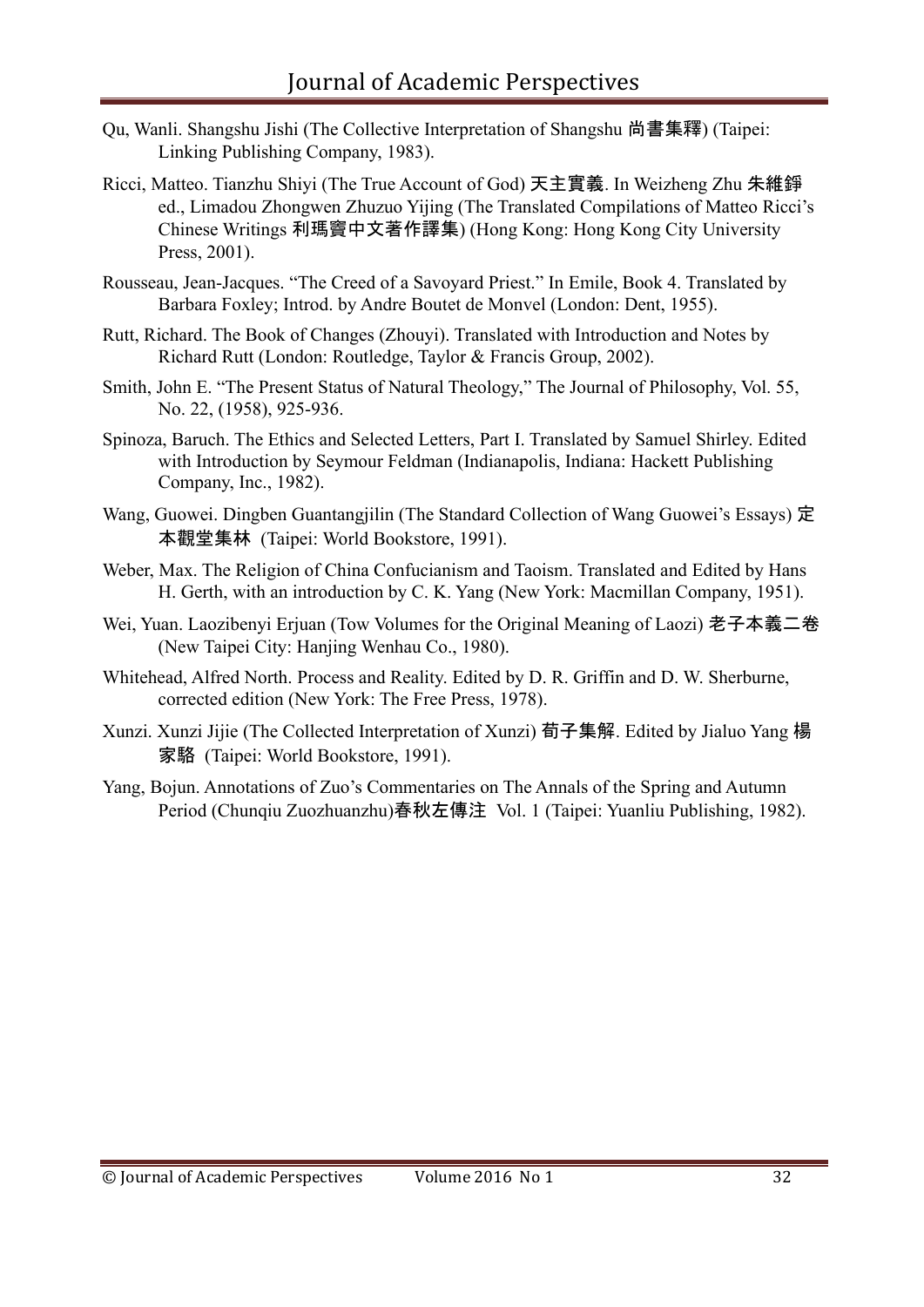Qu, Wanli. Shangshu Jishi (The Collective Interpretation of Shangshu 尚書集釋) (Taipei: Linking Publishing Company, 1983).

Ricci, Matteo. Tianzhu Shiyi (The True Account of God) 天主實義. In Weizheng Zhu 朱維錚 ed., Limadou Zhongwen Zhuzuo Yijing (The Translated Compilations of Matteo Ricci's Chinese Writings 利瑪竇中文著作譯集) (Hong Kong: Hong Kong City University Press, 2001).

Rousseau, Jean-Jacques. "The Creed of a Savoyard Priest." In Emile, Book 4. Translated by Barbara Foxley; Introd. by Andre Boutet de Monvel (London: Dent, 1955).

Rutt, Richard. The Book of Changes (Zhouyi). Translated with Introduction and Notes by Richard Rutt (London: Routledge, Taylor & Francis Group, 2002).

Smith, John E. "The Present Status of Natural Theology," The Journal of Philosophy, Vol. 55, No. 22, (1958), 925-936.

Spinoza, Baruch. The Ethics and Selected Letters, Part I. Translated by Samuel Shirley. Edited with Introduction by Seymour Feldman (Indianapolis, Indiana: Hackett Publishing Company, Inc., 1982).

Wang, Guowei. Dingben Guantangjilin (The Standard Collection of Wang Guowei's Essays) 定本觀堂集林 (Taipei: World Bookstore, 1991).

Weber, Max. The Religion of China Confucianism and Taoism. Translated and Edited by Hans H. Gerth, with an introduction by C. K. Yang (New York: Macmillan Company, 1951).

Wei, Yuan. Laozibenyi Erjuan (Tow Volumes for the Original Meaning of Laozi) 老子本義二卷 (New Taipei City: Hanjing Wenhau Co., 1980).

Whitehead, Alfred North. Process and Reality. Edited by D. R. Griffin and D. W. Sherburne, corrected edition (New York: The Free Press, 1978).

Xunzi. Xunzi Jijie (The Collected Interpretation of Xunzi) 荀子集解. Edited by Jialuo Yang 楊家駱 (Taipei: World Bookstore, 1991).

Yang, Bojun. Annotations of Zuo's Commentaries on The Annals of the Spring and Autumn Period (Chunqiu Zuozhuanzhu)春秋左傳注 Vol. 1 (Taipei: Yuanliu Publishing, 1982).